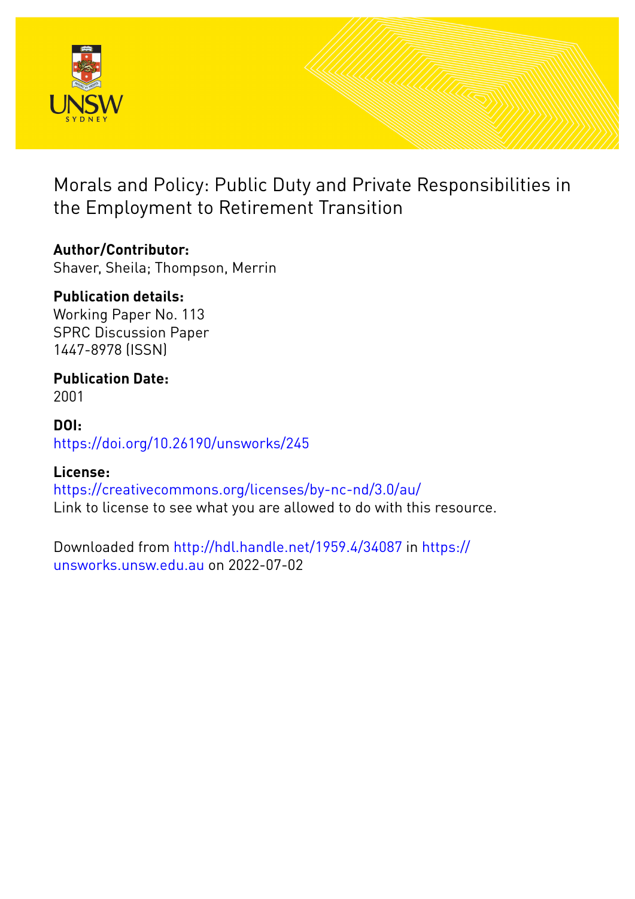# Morals and Policy: Public Duty and Private Responsibilities in the Employment to Retirement Transition

**Author/Contributor:**
Shaver, Sheila; Thompson, Merrin

**Publication details:**
Working Paper No. 113
SPRC Discussion Paper
1447-8978 (ISSN)

**Publication Date:**
2001

**DOI:**
https://doi.org/10.26190/unsworks/245

**License:**
https://creativecommons.org/licenses/by-nc-nd/3.0/au/
Link to license to see what you are allowed to do with this resource.

Downloaded from http://hdl.handle.net/1959.4/34087 in https://unsworks.unsw.edu.au on 2022-07-02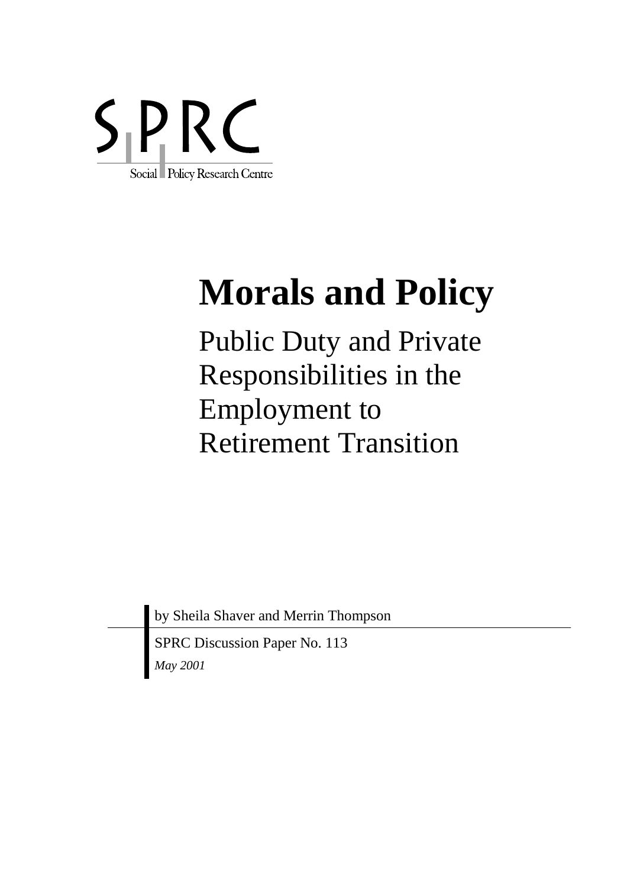SPRC

Social Policy Research Centre

# Morals and Policy

## Public Duty and Private Responsibilities in the Employment to Retirement Transition

by Sheila Shaver and Merrin Thompson

SPRC Discussion Paper No. 113

*May 2001*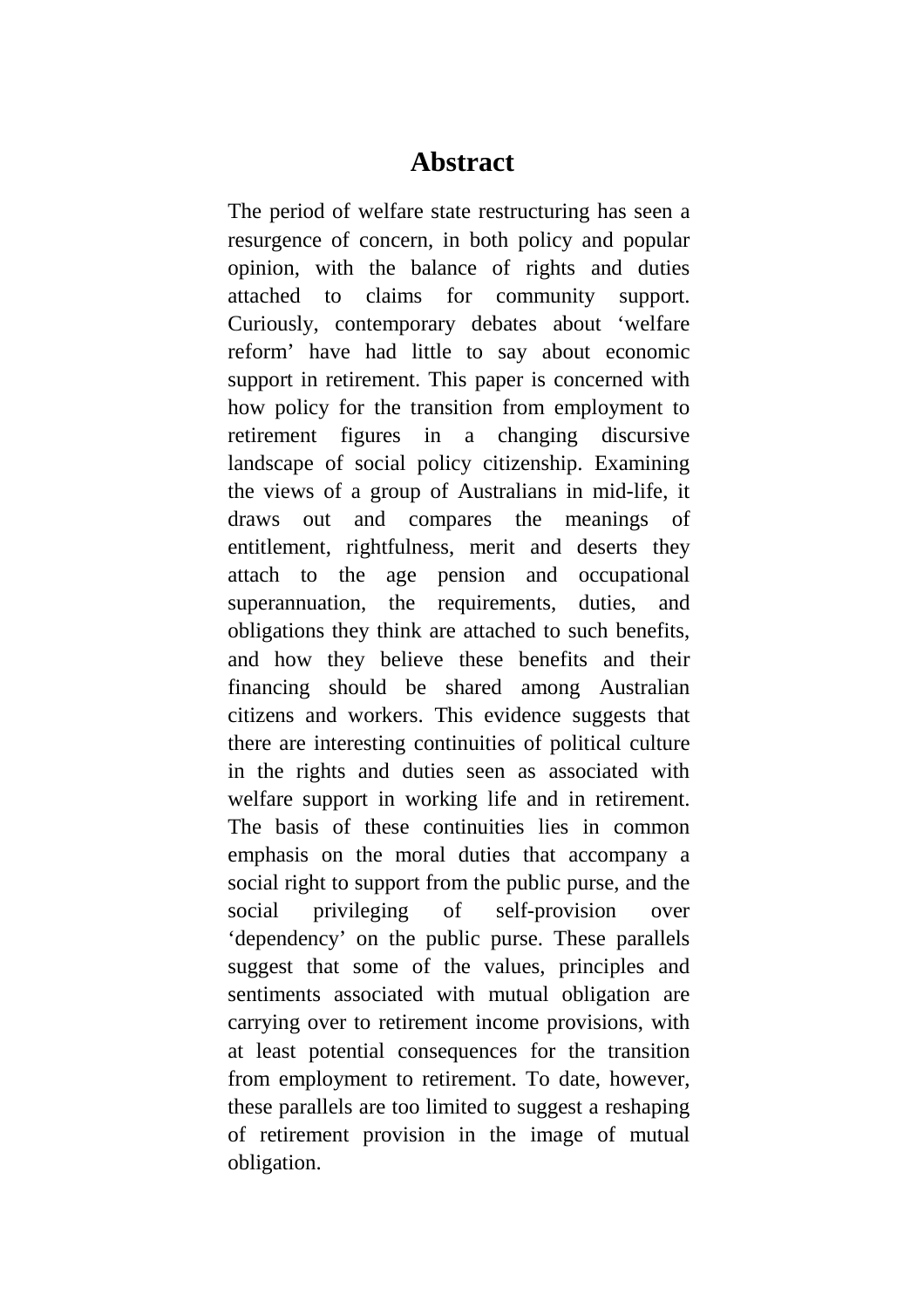# Abstract

The period of welfare state restructuring has seen a resurgence of concern, in both policy and popular opinion, with the balance of rights and duties attached to claims for community support. Curiously, contemporary debates about 'welfare reform' have had little to say about economic support in retirement. This paper is concerned with how policy for the transition from employment to retirement figures in a changing discursive landscape of social policy citizenship. Examining the views of a group of Australians in mid-life, it draws out and compares the meanings of entitlement, rightfulness, merit and deserts they attach to the age pension and occupational superannuation, the requirements, duties, and obligations they think are attached to such benefits, and how they believe these benefits and their financing should be shared among Australian citizens and workers. This evidence suggests that there are interesting continuities of political culture in the rights and duties seen as associated with welfare support in working life and in retirement. The basis of these continuities lies in common emphasis on the moral duties that accompany a social right to support from the public purse, and the social privileging of self-provision over 'dependency' on the public purse. These parallels suggest that some of the values, principles and sentiments associated with mutual obligation are carrying over to retirement income provisions, with at least potential consequences for the transition from employment to retirement. To date, however, these parallels are too limited to suggest a reshaping of retirement provision in the image of mutual obligation.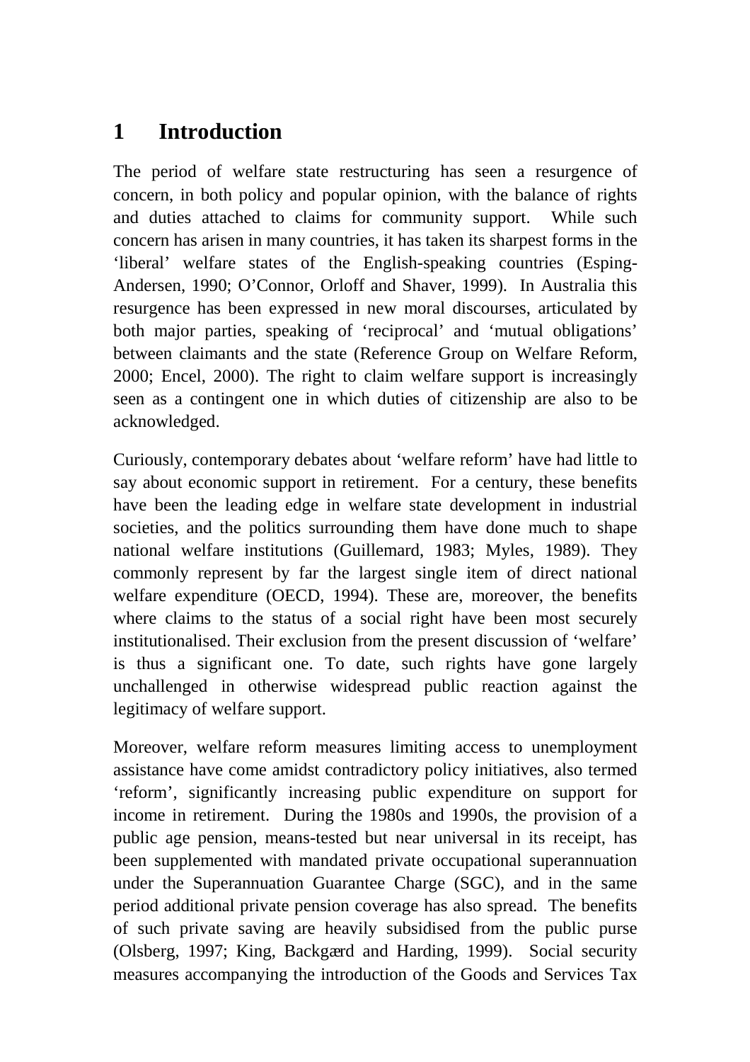# 1 Introduction

The period of welfare state restructuring has seen a resurgence of concern, in both policy and popular opinion, with the balance of rights and duties attached to claims for community support. While such concern has arisen in many countries, it has taken its sharpest forms in the 'liberal' welfare states of the English-speaking countries (Esping-Andersen, 1990; O'Connor, Orloff and Shaver, 1999). In Australia this resurgence has been expressed in new moral discourses, articulated by both major parties, speaking of 'reciprocal' and 'mutual obligations' between claimants and the state (Reference Group on Welfare Reform, 2000; Encel, 2000). The right to claim welfare support is increasingly seen as a contingent one in which duties of citizenship are also to be acknowledged.

Curiously, contemporary debates about 'welfare reform' have had little to say about economic support in retirement. For a century, these benefits have been the leading edge in welfare state development in industrial societies, and the politics surrounding them have done much to shape national welfare institutions (Guillemard, 1983; Myles, 1989). They commonly represent by far the largest single item of direct national welfare expenditure (OECD, 1994). These are, moreover, the benefits where claims to the status of a social right have been most securely institutionalised. Their exclusion from the present discussion of 'welfare' is thus a significant one. To date, such rights have gone largely unchallenged in otherwise widespread public reaction against the legitimacy of welfare support.

Moreover, welfare reform measures limiting access to unemployment assistance have come amidst contradictory policy initiatives, also termed 'reform', significantly increasing public expenditure on support for income in retirement. During the 1980s and 1990s, the provision of a public age pension, means-tested but near universal in its receipt, has been supplemented with mandated private occupational superannuation under the Superannuation Guarantee Charge (SGC), and in the same period additional private pension coverage has also spread. The benefits of such private saving are heavily subsidised from the public purse (Olsberg, 1997; King, Backgærd and Harding, 1999). Social security measures accompanying the introduction of the Goods and Services Tax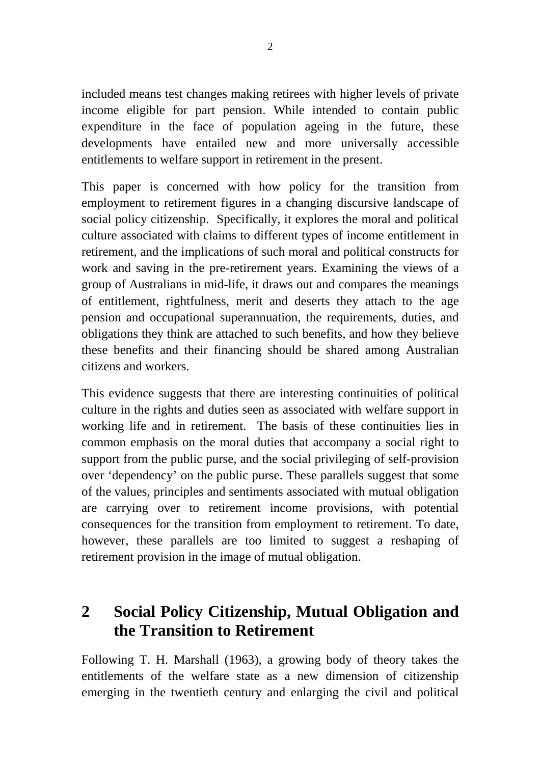included means test changes making retirees with higher levels of private income eligible for part pension. While intended to contain public expenditure in the face of population ageing in the future, these developments have entailed new and more universally accessible entitlements to welfare support in retirement in the present.

This paper is concerned with how policy for the transition from employment to retirement figures in a changing discursive landscape of social policy citizenship. Specifically, it explores the moral and political culture associated with claims to different types of income entitlement in retirement, and the implications of such moral and political constructs for work and saving in the pre-retirement years. Examining the views of a group of Australians in mid-life, it draws out and compares the meanings of entitlement, rightfulness, merit and deserts they attach to the age pension and occupational superannuation, the requirements, duties, and obligations they think are attached to such benefits, and how they believe these benefits and their financing should be shared among Australian citizens and workers.

This evidence suggests that there are interesting continuities of political culture in the rights and duties seen as associated with welfare support in working life and in retirement. The basis of these continuities lies in common emphasis on the moral duties that accompany a social right to support from the public purse, and the social privileging of self-provision over 'dependency' on the public purse. These parallels suggest that some of the values, principles and sentiments associated with mutual obligation are carrying over to retirement income provisions, with potential consequences for the transition from employment to retirement. To date, however, these parallels are too limited to suggest a reshaping of retirement provision in the image of mutual obligation.

## 2 Social Policy Citizenship, Mutual Obligation and the Transition to Retirement

Following T. H. Marshall (1963), a growing body of theory takes the entitlements of the welfare state as a new dimension of citizenship emerging in the twentieth century and enlarging the civil and political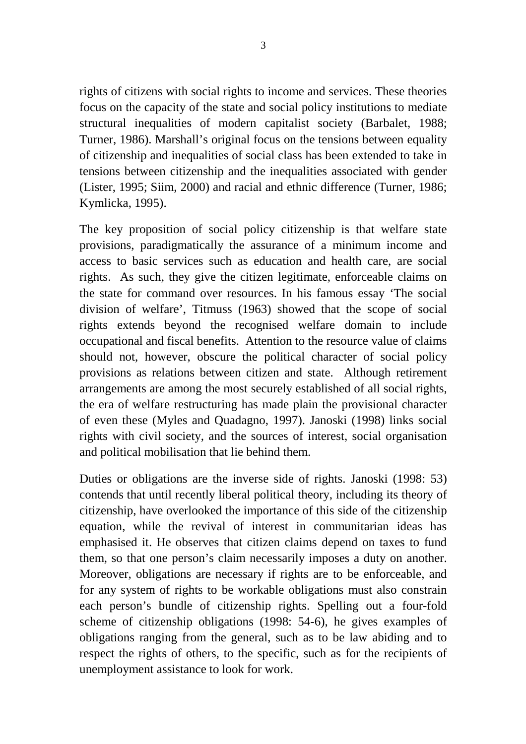rights of citizens with social rights to income and services. These theories focus on the capacity of the state and social policy institutions to mediate structural inequalities of modern capitalist society (Barbalet, 1988; Turner, 1986). Marshall's original focus on the tensions between equality of citizenship and inequalities of social class has been extended to take in tensions between citizenship and the inequalities associated with gender (Lister, 1995; Siim, 2000) and racial and ethnic difference (Turner, 1986; Kymlicka, 1995).

The key proposition of social policy citizenship is that welfare state provisions, paradigmatically the assurance of a minimum income and access to basic services such as education and health care, are social rights. As such, they give the citizen legitimate, enforceable claims on the state for command over resources. In his famous essay 'The social division of welfare', Titmuss (1963) showed that the scope of social rights extends beyond the recognised welfare domain to include occupational and fiscal benefits. Attention to the resource value of claims should not, however, obscure the political character of social policy provisions as relations between citizen and state. Although retirement arrangements are among the most securely established of all social rights, the era of welfare restructuring has made plain the provisional character of even these (Myles and Quadagno, 1997). Janoski (1998) links social rights with civil society, and the sources of interest, social organisation and political mobilisation that lie behind them.

Duties or obligations are the inverse side of rights. Janoski (1998: 53) contends that until recently liberal political theory, including its theory of citizenship, have overlooked the importance of this side of the citizenship equation, while the revival of interest in communitarian ideas has emphasised it. He observes that citizen claims depend on taxes to fund them, so that one person's claim necessarily imposes a duty on another. Moreover, obligations are necessary if rights are to be enforceable, and for any system of rights to be workable obligations must also constrain each person's bundle of citizenship rights. Spelling out a four-fold scheme of citizenship obligations (1998: 54-6), he gives examples of obligations ranging from the general, such as to be law abiding and to respect the rights of others, to the specific, such as for the recipients of unemployment assistance to look for work.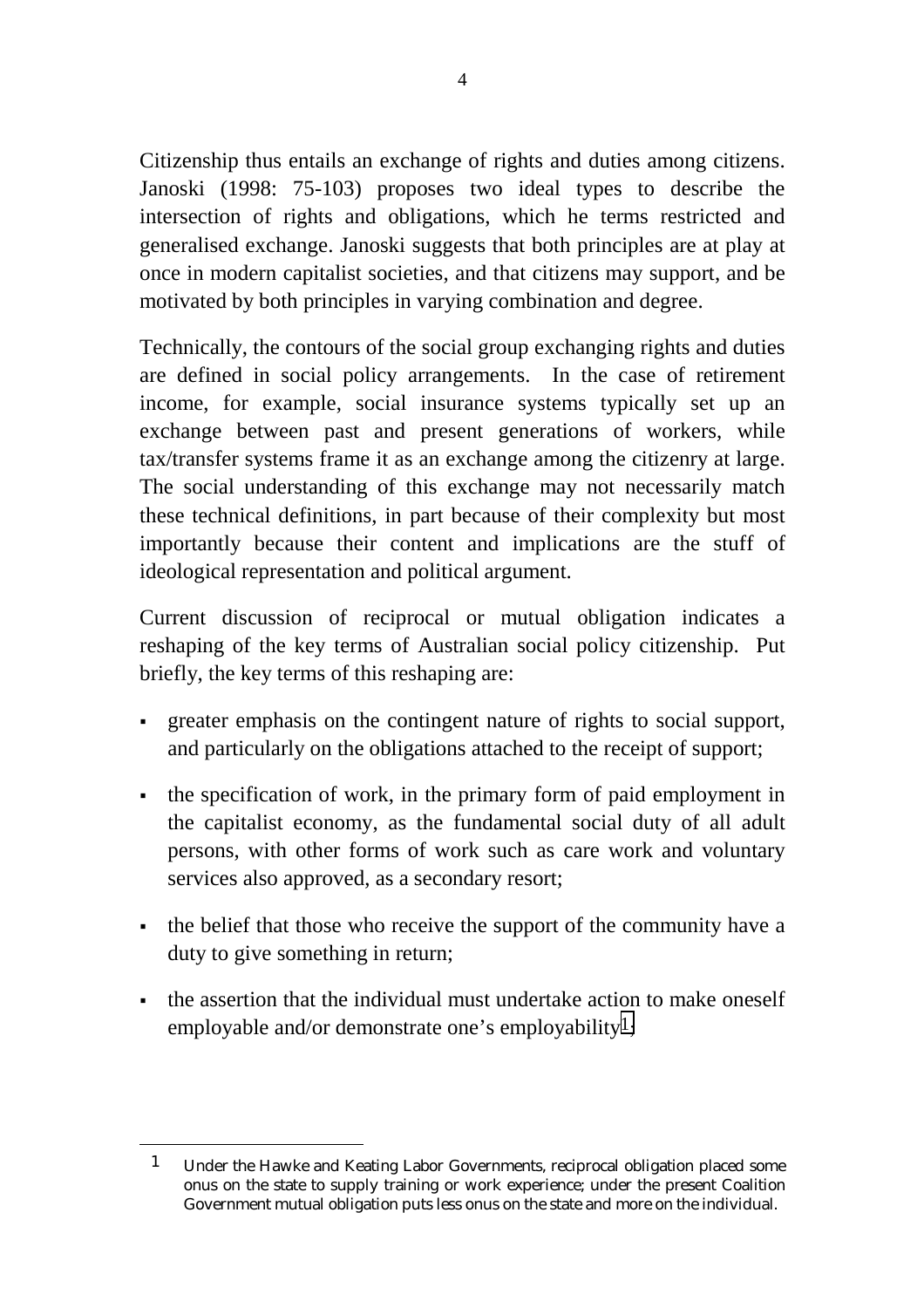Citizenship thus entails an exchange of rights and duties among citizens. Janoski (1998: 75-103) proposes two ideal types to describe the intersection of rights and obligations, which he terms restricted and generalised exchange. Janoski suggests that both principles are at play at once in modern capitalist societies, and that citizens may support, and be motivated by both principles in varying combination and degree.

Technically, the contours of the social group exchanging rights and duties are defined in social policy arrangements. In the case of retirement income, for example, social insurance systems typically set up an exchange between past and present generations of workers, while tax/transfer systems frame it as an exchange among the citizenry at large. The social understanding of this exchange may not necessarily match these technical definitions, in part because of their complexity but most importantly because their content and implications are the stuff of ideological representation and political argument.

Current discussion of reciprocal or mutual obligation indicates a reshaping of the key terms of Australian social policy citizenship. Put briefly, the key terms of this reshaping are:

- greater emphasis on the contingent nature of rights to social support, and particularly on the obligations attached to the receipt of support;
- the specification of work, in the primary form of paid employment in the capitalist economy, as the fundamental social duty of all adult persons, with other forms of work such as care work and voluntary services also approved, as a secondary resort;
- the belief that those who receive the support of the community have a duty to give something in return;
- the assertion that the individual must undertake action to make oneself employable and/or demonstrate one's employability[1];

[1] Under the Hawke and Keating Labor Governments, reciprocal obligation placed some onus on the state to supply training or work experience; under the present Coalition Government mutual obligation puts less onus on the state and more on the individual.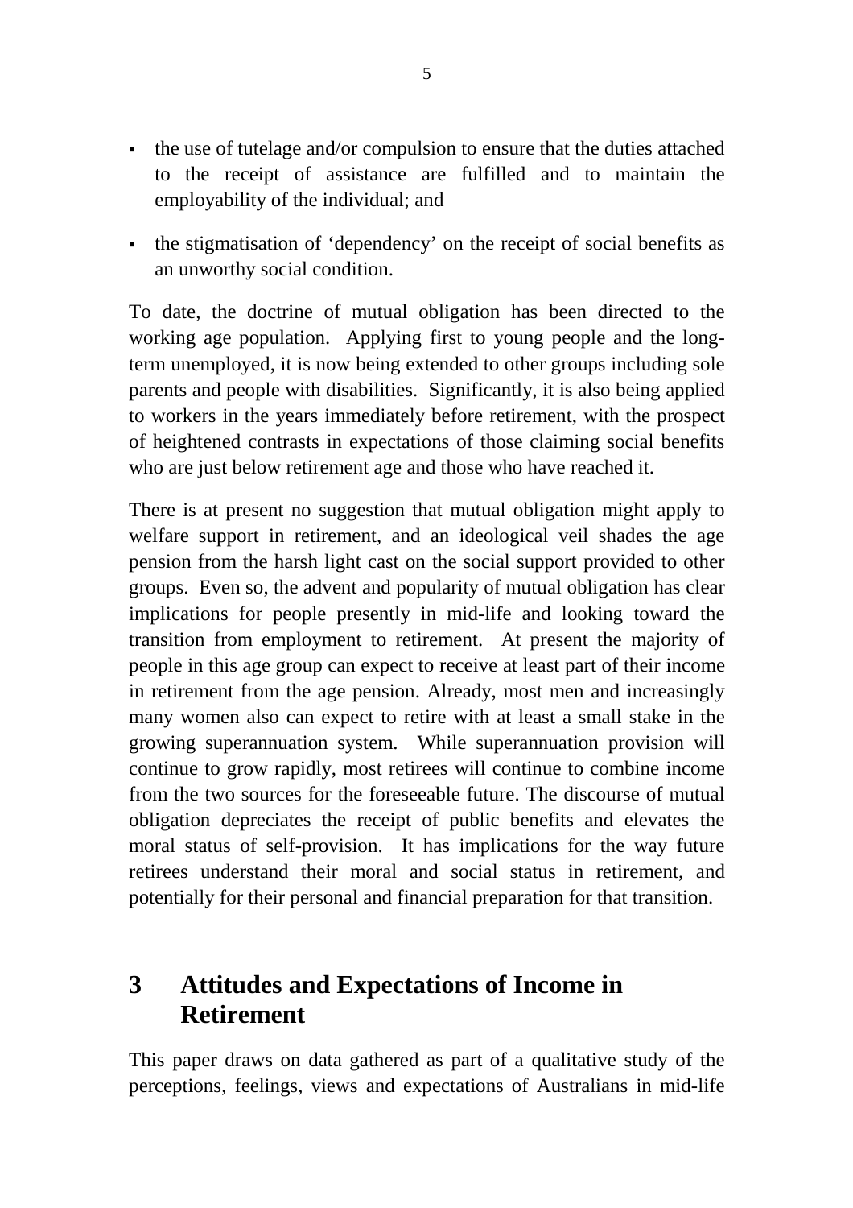- the use of tutelage and/or compulsion to ensure that the duties attached to the receipt of assistance are fulfilled and to maintain the employability of the individual; and
- the stigmatisation of 'dependency' on the receipt of social benefits as an unworthy social condition.

To date, the doctrine of mutual obligation has been directed to the working age population. Applying first to young people and the long-term unemployed, it is now being extended to other groups including sole parents and people with disabilities. Significantly, it is also being applied to workers in the years immediately before retirement, with the prospect of heightened contrasts in expectations of those claiming social benefits who are just below retirement age and those who have reached it.

There is at present no suggestion that mutual obligation might apply to welfare support in retirement, and an ideological veil shades the age pension from the harsh light cast on the social support provided to other groups. Even so, the advent and popularity of mutual obligation has clear implications for people presently in mid-life and looking toward the transition from employment to retirement. At present the majority of people in this age group can expect to receive at least part of their income in retirement from the age pension. Already, most men and increasingly many women also can expect to retire with at least a small stake in the growing superannuation system. While superannuation provision will continue to grow rapidly, most retirees will continue to combine income from the two sources for the foreseeable future. The discourse of mutual obligation depreciates the receipt of public benefits and elevates the moral status of self-provision. It has implications for the way future retirees understand their moral and social status in retirement, and potentially for their personal and financial preparation for that transition.

# 3 Attitudes and Expectations of Income in Retirement

This paper draws on data gathered as part of a qualitative study of the perceptions, feelings, views and expectations of Australians in mid-life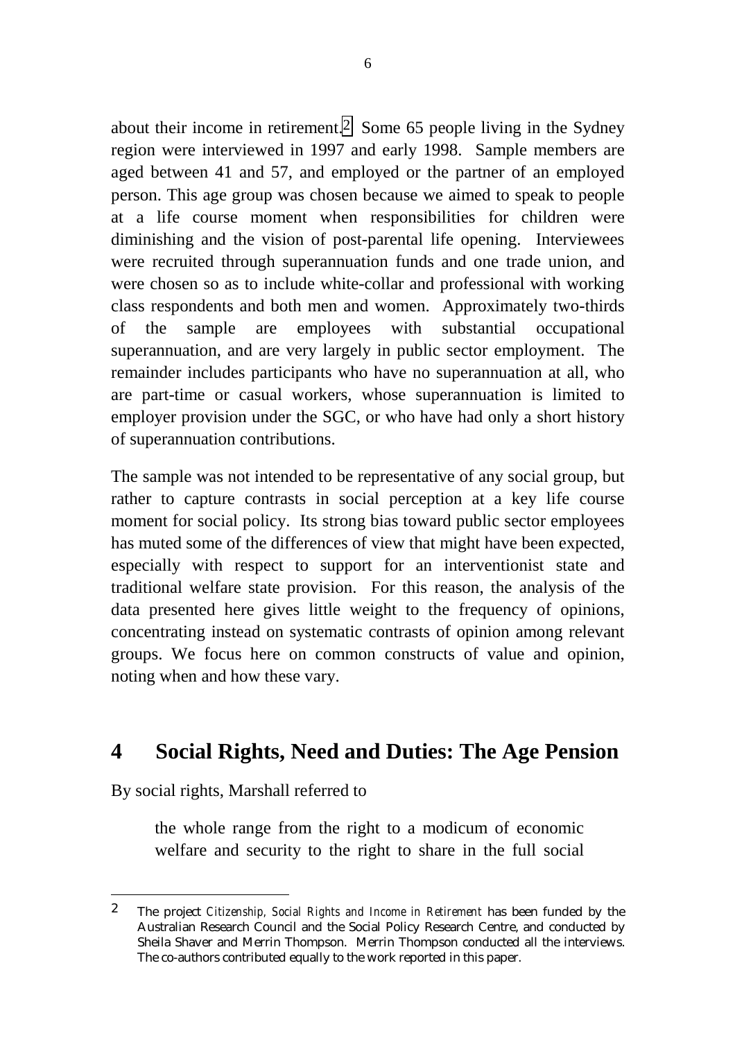about their income in retirement.[2] Some 65 people living in the Sydney region were interviewed in 1997 and early 1998. Sample members are aged between 41 and 57, and employed or the partner of an employed person. This age group was chosen because we aimed to speak to people at a life course moment when responsibilities for children were diminishing and the vision of post-parental life opening. Interviewees were recruited through superannuation funds and one trade union, and were chosen so as to include white-collar and professional with working class respondents and both men and women. Approximately two-thirds of the sample are employees with substantial occupational superannuation, and are very largely in public sector employment. The remainder includes participants who have no superannuation at all, who are part-time or casual workers, whose superannuation is limited to employer provision under the SGC, or who have had only a short history of superannuation contributions.

The sample was not intended to be representative of any social group, but rather to capture contrasts in social perception at a key life course moment for social policy. Its strong bias toward public sector employees has muted some of the differences of view that might have been expected, especially with respect to support for an interventionist state and traditional welfare state provision. For this reason, the analysis of the data presented here gives little weight to the frequency of opinions, concentrating instead on systematic contrasts of opinion among relevant groups. We focus here on common constructs of value and opinion, noting when and how these vary.

## 4 Social Rights, Need and Duties: The Age Pension

By social rights, Marshall referred to

> the whole range from the right to a modicum of economic welfare and security to the right to share in the full social

---

[2] The project *Citizenship, Social Rights and Income in Retirement* has been funded by the Australian Research Council and the Social Policy Research Centre, and conducted by Sheila Shaver and Merrin Thompson. Merrin Thompson conducted all the interviews. The co-authors contributed equally to the work reported in this paper.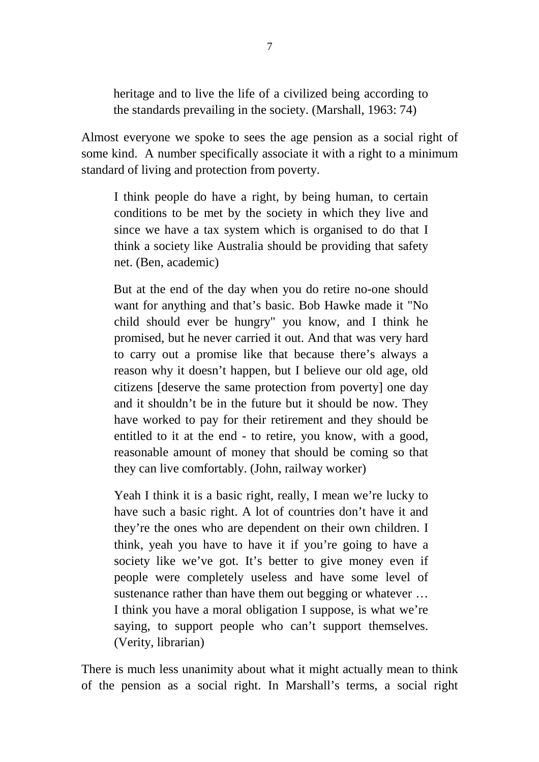> heritage and to live the life of a civilized being according to the standards prevailing in the society. (Marshall, 1963: 74)

Almost everyone we spoke to sees the age pension as a social right of some kind. A number specifically associate it with a right to a minimum standard of living and protection from poverty.

> I think people do have a right, by being human, to certain conditions to be met by the society in which they live and since we have a tax system which is organised to do that I think a society like Australia should be providing that safety net. (Ben, academic)

> But at the end of the day when you do retire no-one should want for anything and that's basic. Bob Hawke made it "No child should ever be hungry" you know, and I think he promised, but he never carried it out. And that was very hard to carry out a promise like that because there's always a reason why it doesn't happen, but I believe our old age, old citizens [deserve the same protection from poverty] one day and it shouldn't be in the future but it should be now. They have worked to pay for their retirement and they should be entitled to it at the end - to retire, you know, with a good, reasonable amount of money that should be coming so that they can live comfortably. (John, railway worker)

> Yeah I think it is a basic right, really, I mean we're lucky to have such a basic right. A lot of countries don't have it and they're the ones who are dependent on their own children. I think, yeah you have to have it if you're going to have a society like we've got. It's better to give money even if people were completely useless and have some level of sustenance rather than have them out begging or whatever … I think you have a moral obligation I suppose, is what we're saying, to support people who can't support themselves. (Verity, librarian)

There is much less unanimity about what it might actually mean to think of the pension as a social right. In Marshall's terms, a social right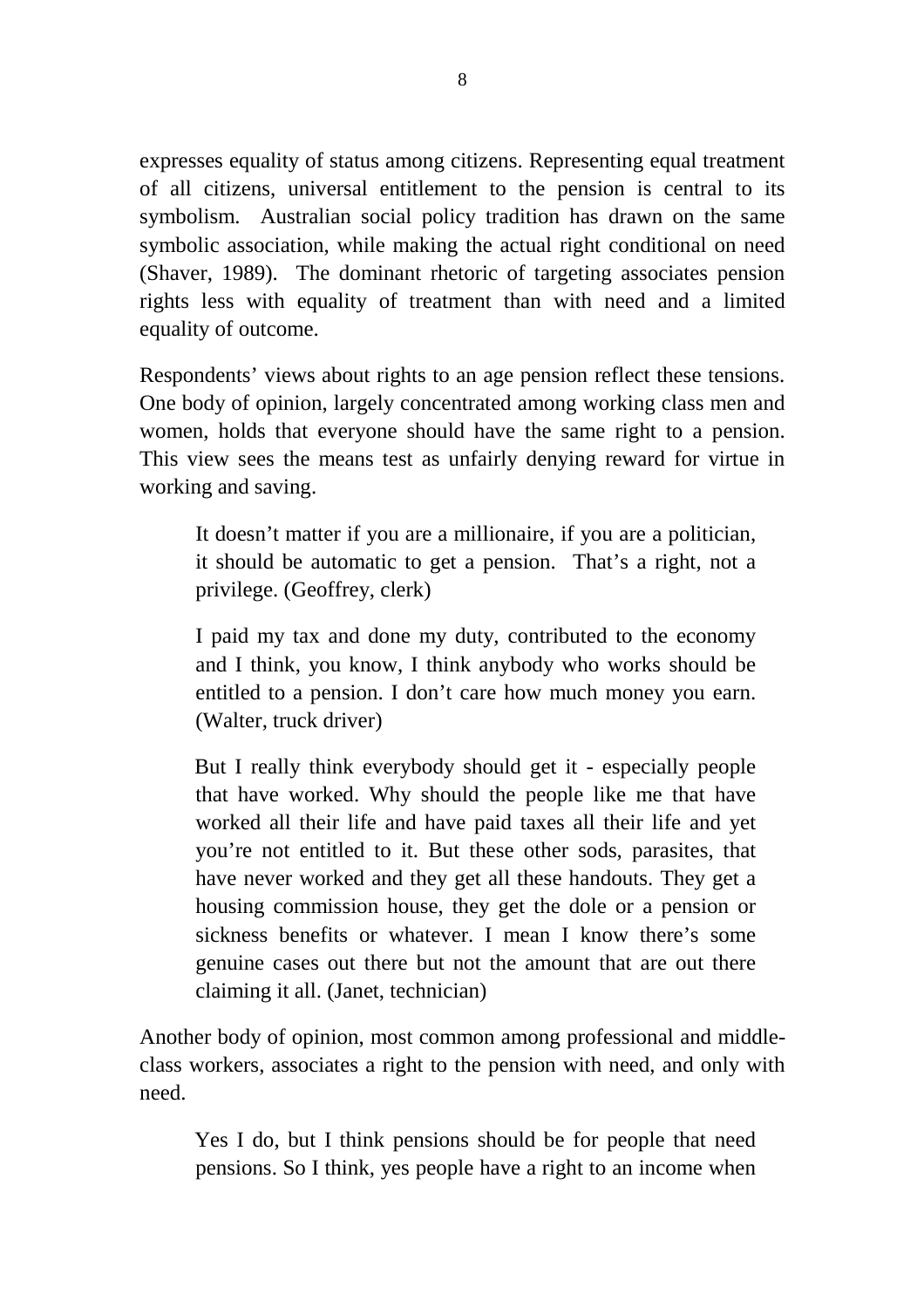expresses equality of status among citizens. Representing equal treatment of all citizens, universal entitlement to the pension is central to its symbolism. Australian social policy tradition has drawn on the same symbolic association, while making the actual right conditional on need (Shaver, 1989). The dominant rhetoric of targeting associates pension rights less with equality of treatment than with need and a limited equality of outcome.

Respondents' views about rights to an age pension reflect these tensions. One body of opinion, largely concentrated among working class men and women, holds that everyone should have the same right to a pension. This view sees the means test as unfairly denying reward for virtue in working and saving.

> It doesn't matter if you are a millionaire, if you are a politician, it should be automatic to get a pension. That's a right, not a privilege. (Geoffrey, clerk)

> I paid my tax and done my duty, contributed to the economy and I think, you know, I think anybody who works should be entitled to a pension. I don't care how much money you earn. (Walter, truck driver)

> But I really think everybody should get it - especially people that have worked. Why should the people like me that have worked all their life and have paid taxes all their life and yet you're not entitled to it. But these other sods, parasites, that have never worked and they get all these handouts. They get a housing commission house, they get the dole or a pension or sickness benefits or whatever. I mean I know there's some genuine cases out there but not the amount that are out there claiming it all. (Janet, technician)

Another body of opinion, most common among professional and middle-class workers, associates a right to the pension with need, and only with need.

> Yes I do, but I think pensions should be for people that need pensions. So I think, yes people have a right to an income when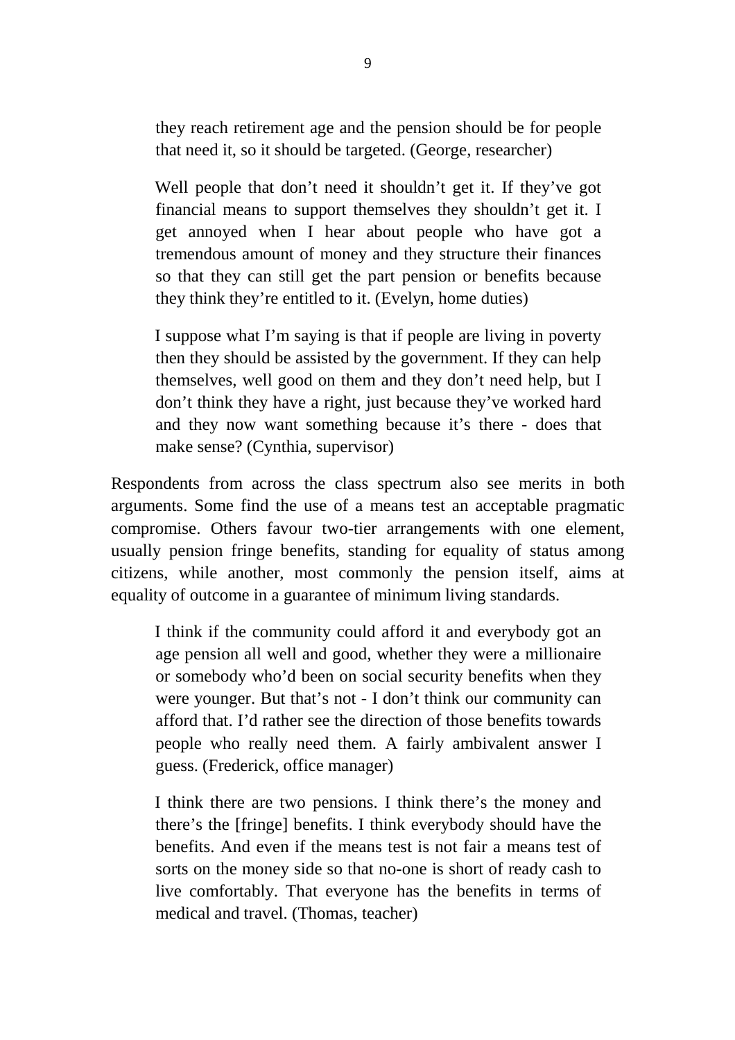> they reach retirement age and the pension should be for people that need it, so it should be targeted. (George, researcher)

> Well people that don't need it shouldn't get it. If they've got financial means to support themselves they shouldn't get it. I get annoyed when I hear about people who have got a tremendous amount of money and they structure their finances so that they can still get the part pension or benefits because they think they're entitled to it. (Evelyn, home duties)

> I suppose what I'm saying is that if people are living in poverty then they should be assisted by the government. If they can help themselves, well good on them and they don't need help, but I don't think they have a right, just because they've worked hard and they now want something because it's there - does that make sense? (Cynthia, supervisor)

Respondents from across the class spectrum also see merits in both arguments. Some find the use of a means test an acceptable pragmatic compromise. Others favour two-tier arrangements with one element, usually pension fringe benefits, standing for equality of status among citizens, while another, most commonly the pension itself, aims at equality of outcome in a guarantee of minimum living standards.

> I think if the community could afford it and everybody got an age pension all well and good, whether they were a millionaire or somebody who'd been on social security benefits when they were younger. But that's not - I don't think our community can afford that. I'd rather see the direction of those benefits towards people who really need them. A fairly ambivalent answer I guess. (Frederick, office manager)

> I think there are two pensions. I think there's the money and there's the [fringe] benefits. I think everybody should have the benefits. And even if the means test is not fair a means test of sorts on the money side so that no-one is short of ready cash to live comfortably. That everyone has the benefits in terms of medical and travel. (Thomas, teacher)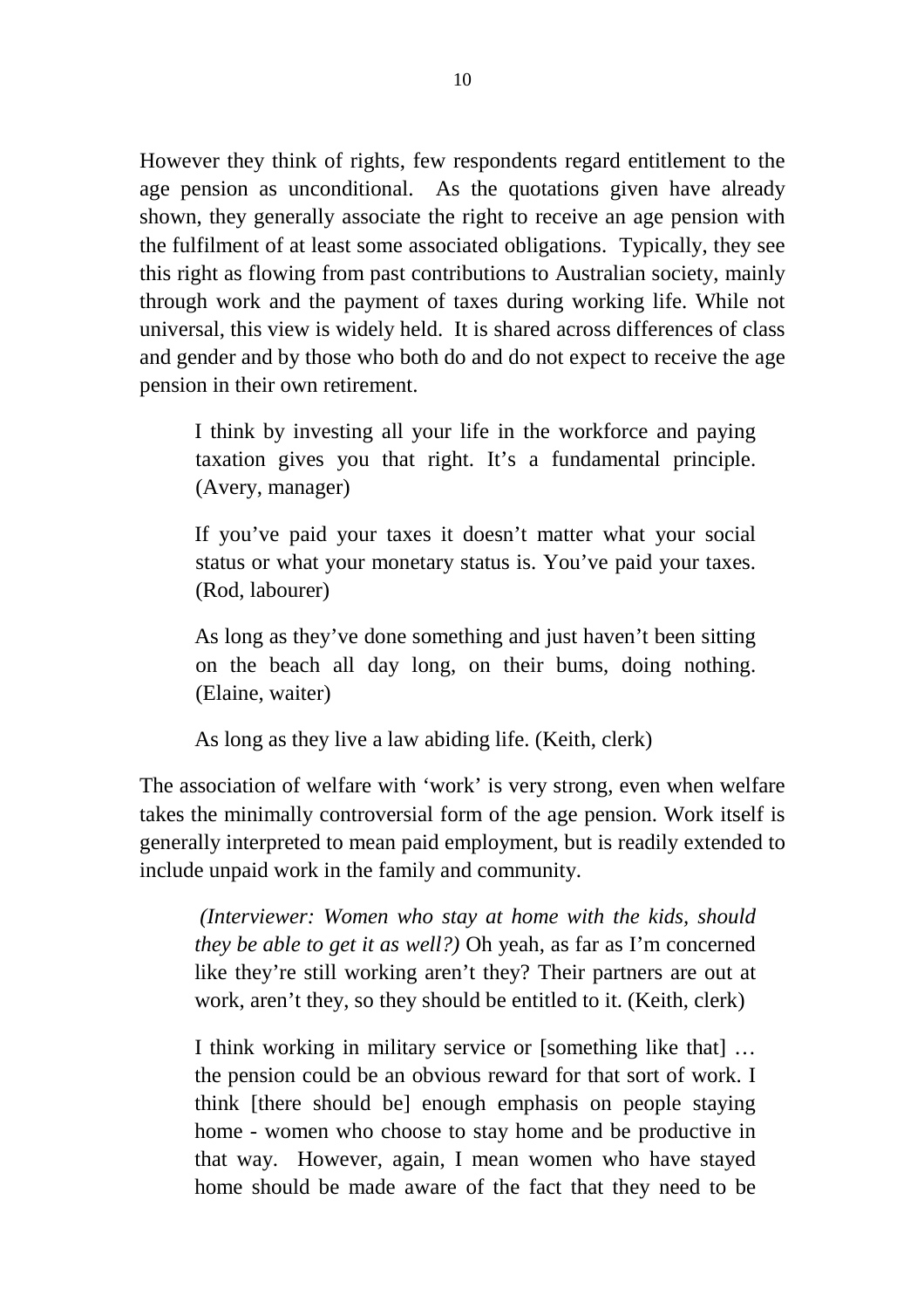However they think of rights, few respondents regard entitlement to the age pension as unconditional. As the quotations given have already shown, they generally associate the right to receive an age pension with the fulfilment of at least some associated obligations. Typically, they see this right as flowing from past contributions to Australian society, mainly through work and the payment of taxes during working life. While not universal, this view is widely held. It is shared across differences of class and gender and by those who both do and do not expect to receive the age pension in their own retirement.

> I think by investing all your life in the workforce and paying taxation gives you that right. It's a fundamental principle. (Avery, manager)

> If you've paid your taxes it doesn't matter what your social status or what your monetary status is. You've paid your taxes. (Rod, labourer)

> As long as they've done something and just haven't been sitting on the beach all day long, on their bums, doing nothing. (Elaine, waiter)

> As long as they live a law abiding life. (Keith, clerk)

The association of welfare with 'work' is very strong, even when welfare takes the minimally controversial form of the age pension. Work itself is generally interpreted to mean paid employment, but is readily extended to include unpaid work in the family and community.

> *(Interviewer: Women who stay at home with the kids, should they be able to get it as well?)* Oh yeah, as far as I'm concerned like they're still working aren't they? Their partners are out at work, aren't they, so they should be entitled to it. (Keith, clerk)

> I think working in military service or [something like that] … the pension could be an obvious reward for that sort of work. I think [there should be] enough emphasis on people staying home - women who choose to stay home and be productive in that way. However, again, I mean women who have stayed home should be made aware of the fact that they need to be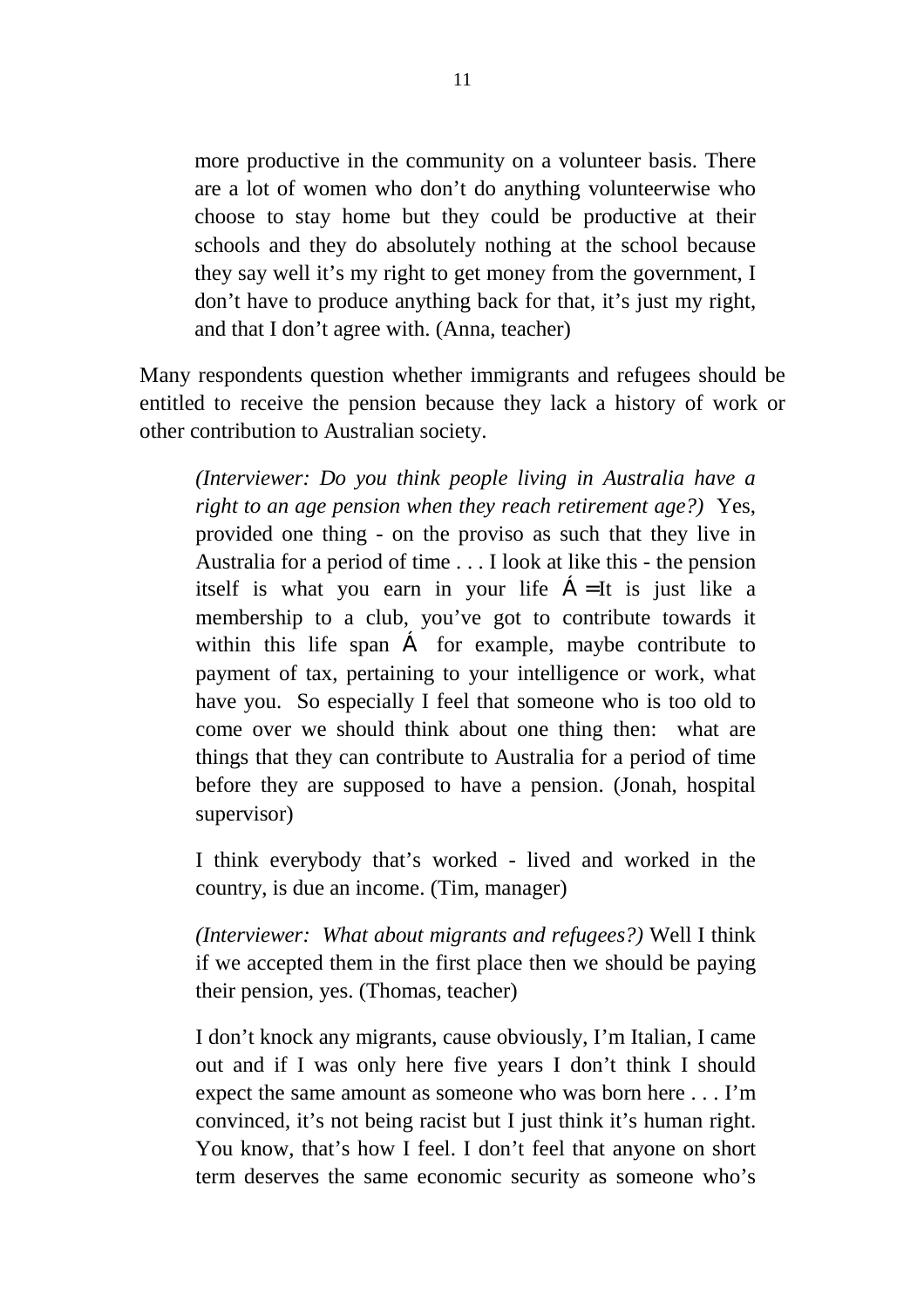> more productive in the community on a volunteer basis. There are a lot of women who don't do anything volunteerwise who choose to stay home but they could be productive at their schools and they do absolutely nothing at the school because they say well it's my right to get money from the government, I don't have to produce anything back for that, it's just my right, and that I don't agree with. (Anna, teacher)

Many respondents question whether immigrants and refugees should be entitled to receive the pension because they lack a history of work or other contribution to Australian society.

> *(Interviewer: Do you think people living in Australia have a right to an age pension when they reach retirement age?)* Yes, provided one thing - on the proviso as such that they live in Australia for a period of time . . . I look at like this - the pension itself is what you earn in your life Á =It is just like a membership to a club, you've got to contribute towards it within this life span Á for example, maybe contribute to payment of tax, pertaining to your intelligence or work, what have you. So especially I feel that someone who is too old to come over we should think about one thing then: what are things that they can contribute to Australia for a period of time before they are supposed to have a pension. (Jonah, hospital supervisor)

> I think everybody that's worked - lived and worked in the country, is due an income. (Tim, manager)

> *(Interviewer: What about migrants and refugees?)* Well I think if we accepted them in the first place then we should be paying their pension, yes. (Thomas, teacher)

> I don't knock any migrants, cause obviously, I'm Italian, I came out and if I was only here five years I don't think I should expect the same amount as someone who was born here . . . I'm convinced, it's not being racist but I just think it's human right. You know, that's how I feel. I don't feel that anyone on short term deserves the same economic security as someone who's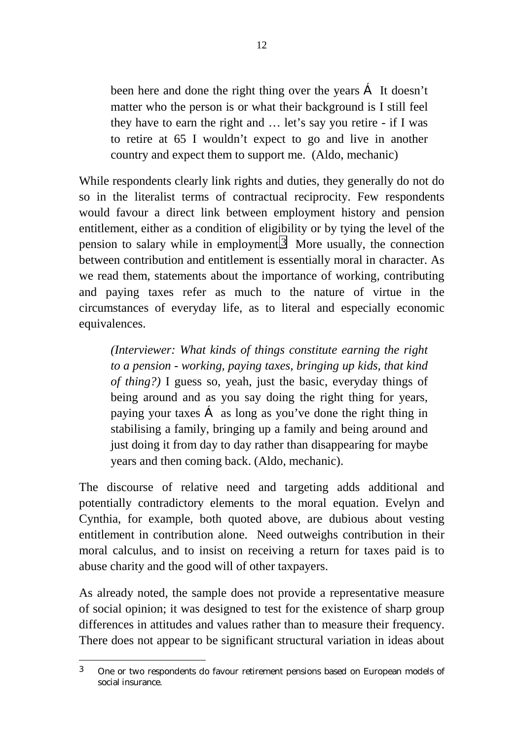> been here and done the right thing over the years Á It doesn't matter who the person is or what their background is I still feel they have to earn the right and … let's say you retire - if I was to retire at 65 I wouldn't expect to go and live in another country and expect them to support me. (Aldo, mechanic)

While respondents clearly link rights and duties, they generally do not do so in the literalist terms of contractual reciprocity. Few respondents would favour a direct link between employment history and pension entitlement, either as a condition of eligibility or by tying the level of the pension to salary while in employment[3]. More usually, the connection between contribution and entitlement is essentially moral in character. As we read them, statements about the importance of working, contributing and paying taxes refer as much to the nature of virtue in the circumstances of everyday life, as to literal and especially economic equivalences.

> *(Interviewer: What kinds of things constitute earning the right to a pension - working, paying taxes, bringing up kids, that kind of thing?)* I guess so, yeah, just the basic, everyday things of being around and as you say doing the right thing for years, paying your taxes Á as long as you've done the right thing in stabilising a family, bringing up a family and being around and just doing it from day to day rather than disappearing for maybe years and then coming back. (Aldo, mechanic).

The discourse of relative need and targeting adds additional and potentially contradictory elements to the moral equation. Evelyn and Cynthia, for example, both quoted above, are dubious about vesting entitlement in contribution alone. Need outweighs contribution in their moral calculus, and to insist on receiving a return for taxes paid is to abuse charity and the good will of other taxpayers.

As already noted, the sample does not provide a representative measure of social opinion; it was designed to test for the existence of sharp group differences in attitudes and values rather than to measure their frequency. There does not appear to be significant structural variation in ideas about

---

[3] One or two respondents do favour retirement pensions based on European models of social insurance.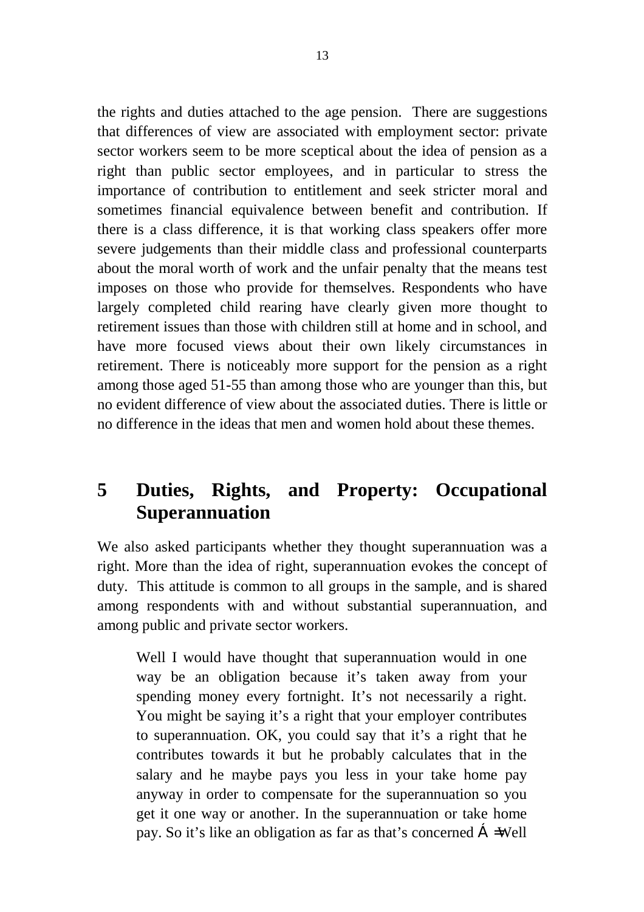the rights and duties attached to the age pension. There are suggestions that differences of view are associated with employment sector: private sector workers seem to be more sceptical about the idea of pension as a right than public sector employees, and in particular to stress the importance of contribution to entitlement and seek stricter moral and sometimes financial equivalence between benefit and contribution. If there is a class difference, it is that working class speakers offer more severe judgements than their middle class and professional counterparts about the moral worth of work and the unfair penalty that the means test imposes on those who provide for themselves. Respondents who have largely completed child rearing have clearly given more thought to retirement issues than those with children still at home and in school, and have more focused views about their own likely circumstances in retirement. There is noticeably more support for the pension as a right among those aged 51-55 than among those who are younger than this, but no evident difference of view about the associated duties. There is little or no difference in the ideas that men and women hold about these themes.

# 5 Duties, Rights, and Property: Occupational Superannuation

We also asked participants whether they thought superannuation was a right. More than the idea of right, superannuation evokes the concept of duty. This attitude is common to all groups in the sample, and is shared among respondents with and without substantial superannuation, and among public and private sector workers.

> Well I would have thought that superannuation would in one way be an obligation because it's taken away from your spending money every fortnight. It's not necessarily a right. You might be saying it's a right that your employer contributes to superannuation. OK, you could say that it's a right that he contributes towards it but he probably calculates that in the salary and he maybe pays you less in your take home pay anyway in order to compensate for the superannuation so you get it one way or another. In the superannuation or take home pay. So it's like an obligation as far as that's concerned Á ‡Well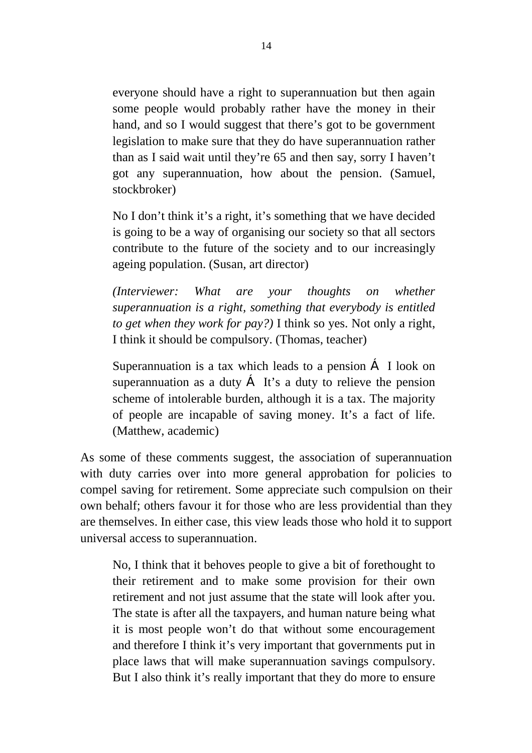> everyone should have a right to superannuation but then again some people would probably rather have the money in their hand, and so I would suggest that there's got to be government legislation to make sure that they do have superannuation rather than as I said wait until they're 65 and then say, sorry I haven't got any superannuation, how about the pension. (Samuel, stockbroker)

> No I don't think it's a right, it's something that we have decided is going to be a way of organising our society so that all sectors contribute to the future of the society and to our increasingly ageing population. (Susan, art director)

> *(Interviewer: What are your thoughts on whether superannuation is a right, something that everybody is entitled to get when they work for pay?)* I think so yes. Not only a right, I think it should be compulsory. (Thomas, teacher)

> Superannuation is a tax which leads to a pension Á I look on superannuation as a duty Á It's a duty to relieve the pension scheme of intolerable burden, although it is a tax. The majority of people are incapable of saving money. It's a fact of life. (Matthew, academic)

As some of these comments suggest, the association of superannuation with duty carries over into more general approbation for policies to compel saving for retirement. Some appreciate such compulsion on their own behalf; others favour it for those who are less providential than they are themselves. In either case, this view leads those who hold it to support universal access to superannuation.

> No, I think that it behoves people to give a bit of forethought to their retirement and to make some provision for their own retirement and not just assume that the state will look after you. The state is after all the taxpayers, and human nature being what it is most people won't do that without some encouragement and therefore I think it's very important that governments put in place laws that will make superannuation savings compulsory. But I also think it's really important that they do more to ensure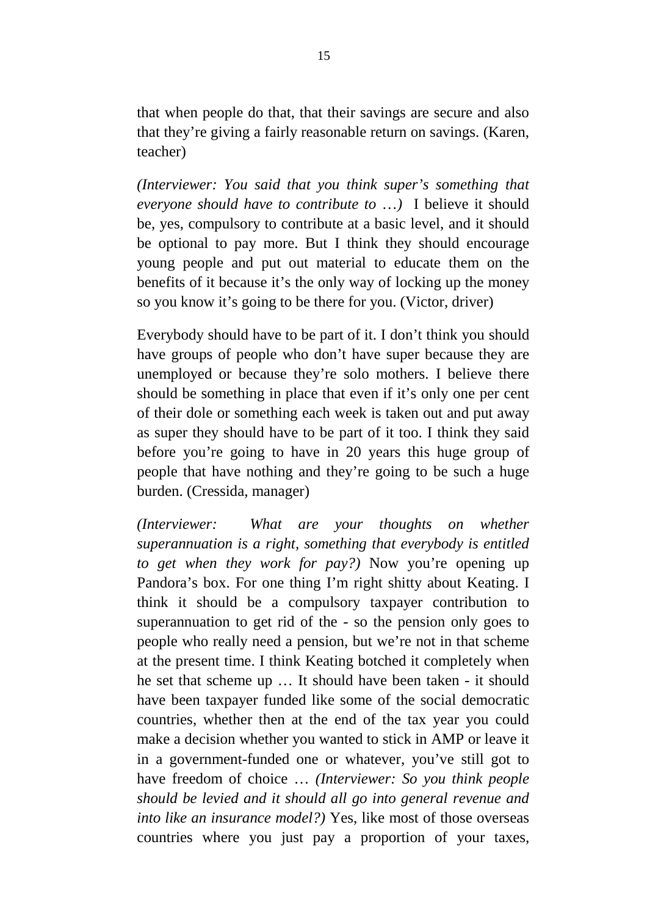that when people do that, that their savings are secure and also that they're giving a fairly reasonable return on savings. (Karen, teacher)

*(Interviewer: You said that you think super's something that everyone should have to contribute to …)* I believe it should be, yes, compulsory to contribute at a basic level, and it should be optional to pay more. But I think they should encourage young people and put out material to educate them on the benefits of it because it's the only way of locking up the money so you know it's going to be there for you. (Victor, driver)

Everybody should have to be part of it. I don't think you should have groups of people who don't have super because they are unemployed or because they're solo mothers. I believe there should be something in place that even if it's only one per cent of their dole or something each week is taken out and put away as super they should have to be part of it too. I think they said before you're going to have in 20 years this huge group of people that have nothing and they're going to be such a huge burden. (Cressida, manager)

*(Interviewer: What are your thoughts on whether superannuation is a right, something that everybody is entitled to get when they work for pay?)* Now you're opening up Pandora's box. For one thing I'm right shitty about Keating. I think it should be a compulsory taxpayer contribution to superannuation to get rid of the - so the pension only goes to people who really need a pension, but we're not in that scheme at the present time. I think Keating botched it completely when he set that scheme up … It should have been taken - it should have been taxpayer funded like some of the social democratic countries, whether then at the end of the tax year you could make a decision whether you wanted to stick in AMP or leave it in a government-funded one or whatever, you've still got to have freedom of choice … *(Interviewer: So you think people should be levied and it should all go into general revenue and into like an insurance model?)* Yes, like most of those overseas countries where you just pay a proportion of your taxes,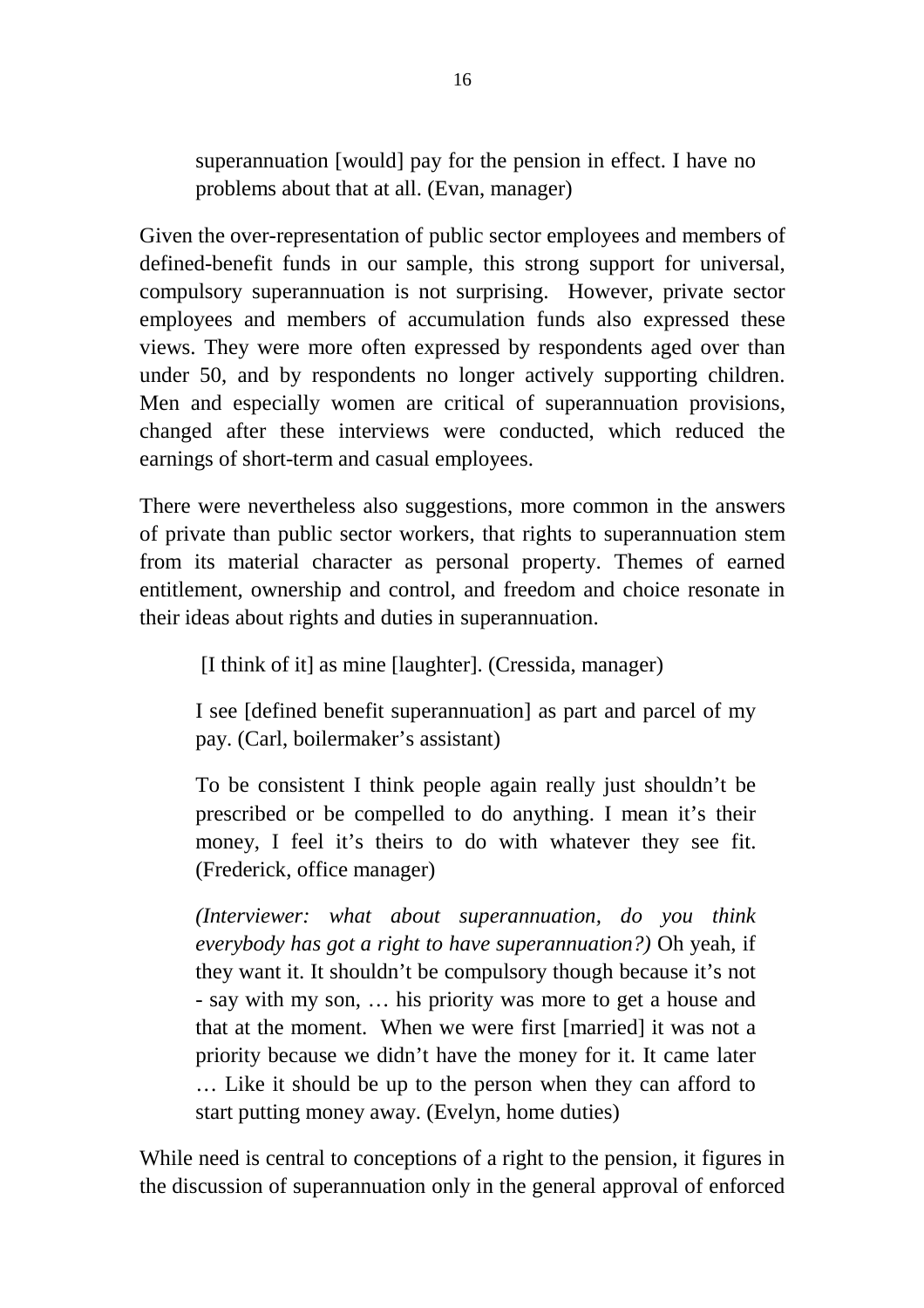> superannuation [would] pay for the pension in effect. I have no problems about that at all. (Evan, manager)

Given the over-representation of public sector employees and members of defined-benefit funds in our sample, this strong support for universal, compulsory superannuation is not surprising. However, private sector employees and members of accumulation funds also expressed these views. They were more often expressed by respondents aged over than under 50, and by respondents no longer actively supporting children. Men and especially women are critical of superannuation provisions, changed after these interviews were conducted, which reduced the earnings of short-term and casual employees.

There were nevertheless also suggestions, more common in the answers of private than public sector workers, that rights to superannuation stem from its material character as personal property. Themes of earned entitlement, ownership and control, and freedom and choice resonate in their ideas about rights and duties in superannuation.

> [I think of it] as mine [laughter]. (Cressida, manager)

> I see [defined benefit superannuation] as part and parcel of my pay. (Carl, boilermaker's assistant)

> To be consistent I think people again really just shouldn't be prescribed or be compelled to do anything. I mean it's their money, I feel it's theirs to do with whatever they see fit. (Frederick, office manager)

> *(Interviewer: what about superannuation, do you think everybody has got a right to have superannuation?)* Oh yeah, if they want it. It shouldn't be compulsory though because it's not - say with my son, … his priority was more to get a house and that at the moment. When we were first [married] it was not a priority because we didn't have the money for it. It came later … Like it should be up to the person when they can afford to start putting money away. (Evelyn, home duties)

While need is central to conceptions of a right to the pension, it figures in the discussion of superannuation only in the general approval of enforced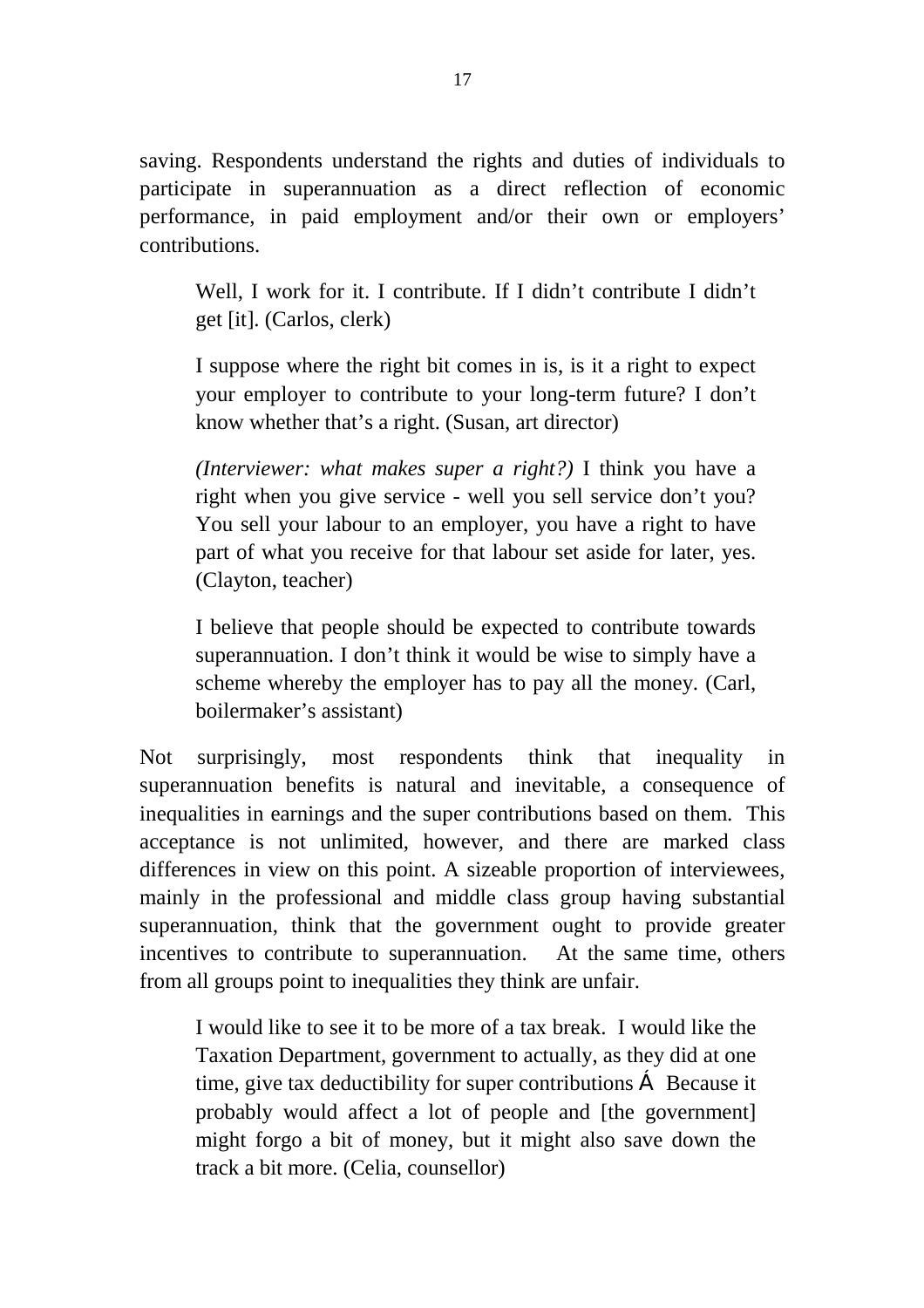saving. Respondents understand the rights and duties of individuals to participate in superannuation as a direct reflection of economic performance, in paid employment and/or their own or employers' contributions.

> Well, I work for it. I contribute. If I didn't contribute I didn't get [it]. (Carlos, clerk)
>
> I suppose where the right bit comes in is, is it a right to expect your employer to contribute to your long-term future? I don't know whether that's a right. (Susan, art director)
>
> *(Interviewer: what makes super a right?)* I think you have a right when you give service - well you sell service don't you? You sell your labour to an employer, you have a right to have part of what you receive for that labour set aside for later, yes. (Clayton, teacher)
>
> I believe that people should be expected to contribute towards superannuation. I don't think it would be wise to simply have a scheme whereby the employer has to pay all the money. (Carl, boilermaker's assistant)

Not surprisingly, most respondents think that inequality in superannuation benefits is natural and inevitable, a consequence of inequalities in earnings and the super contributions based on them. This acceptance is not unlimited, however, and there are marked class differences in view on this point. A sizeable proportion of interviewees, mainly in the professional and middle class group having substantial superannuation, think that the government ought to provide greater incentives to contribute to superannuation. At the same time, others from all groups point to inequalities they think are unfair.

> I would like to see it to be more of a tax break. I would like the Taxation Department, government to actually, as they did at one time, give tax deductibility for super contributions Á Because it probably would affect a lot of people and [the government] might forgo a bit of money, but it might also save down the track a bit more. (Celia, counsellor)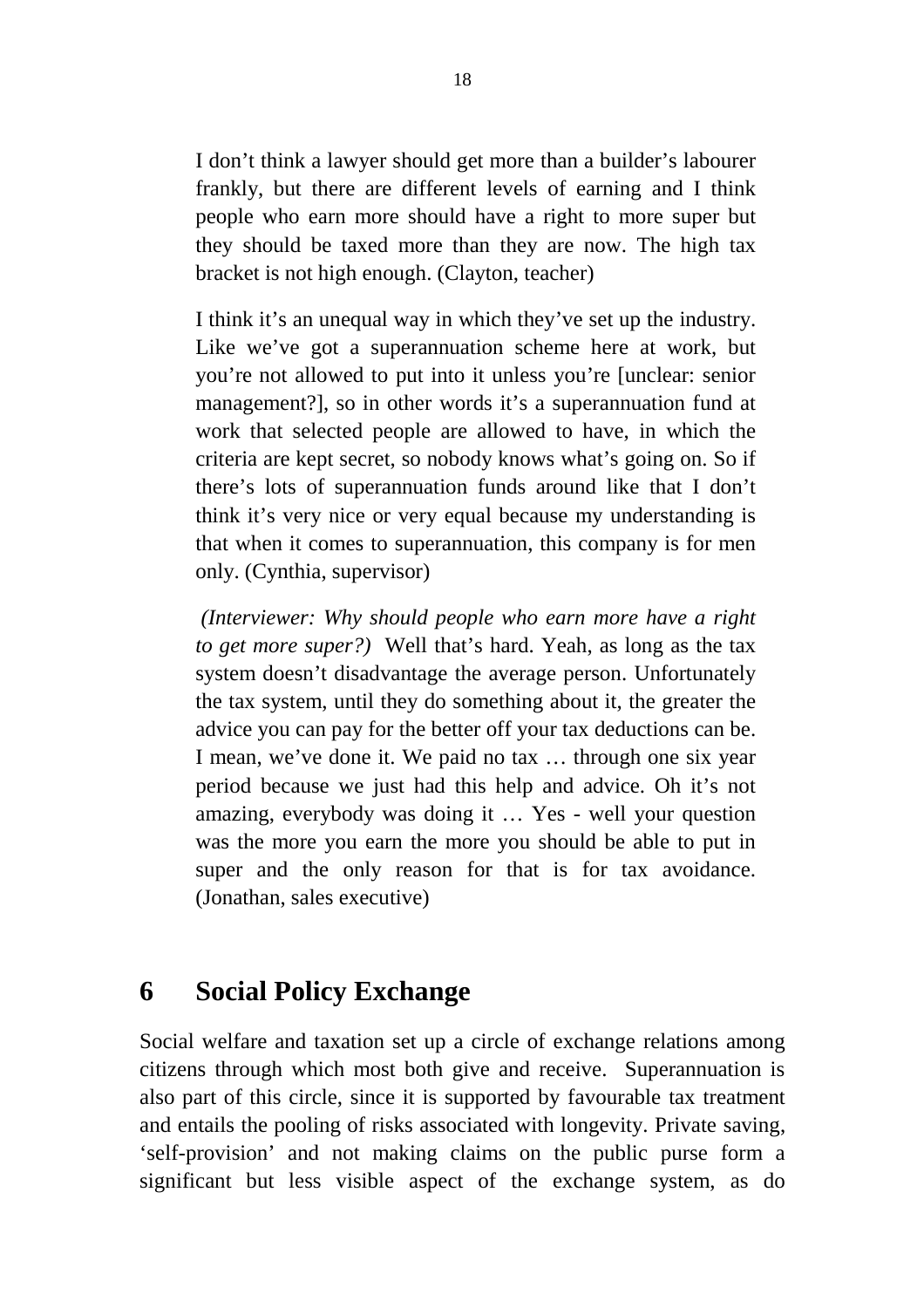> I don't think a lawyer should get more than a builder's labourer frankly, but there are different levels of earning and I think people who earn more should have a right to more super but they should be taxed more than they are now. The high tax bracket is not high enough. (Clayton, teacher)

> I think it's an unequal way in which they've set up the industry. Like we've got a superannuation scheme here at work, but you're not allowed to put into it unless you're [unclear: senior management?], so in other words it's a superannuation fund at work that selected people are allowed to have, in which the criteria are kept secret, so nobody knows what's going on. So if there's lots of superannuation funds around like that I don't think it's very nice or very equal because my understanding is that when it comes to superannuation, this company is for men only. (Cynthia, supervisor)

> *(Interviewer: Why should people who earn more have a right to get more super?)* Well that's hard. Yeah, as long as the tax system doesn't disadvantage the average person. Unfortunately the tax system, until they do something about it, the greater the advice you can pay for the better off your tax deductions can be. I mean, we've done it. We paid no tax … through one six year period because we just had this help and advice. Oh it's not amazing, everybody was doing it … Yes - well your question was the more you earn the more you should be able to put in super and the only reason for that is for tax avoidance. (Jonathan, sales executive)

# 6 Social Policy Exchange

Social welfare and taxation set up a circle of exchange relations among citizens through which most both give and receive. Superannuation is also part of this circle, since it is supported by favourable tax treatment and entails the pooling of risks associated with longevity. Private saving, 'self-provision' and not making claims on the public purse form a significant but less visible aspect of the exchange system, as do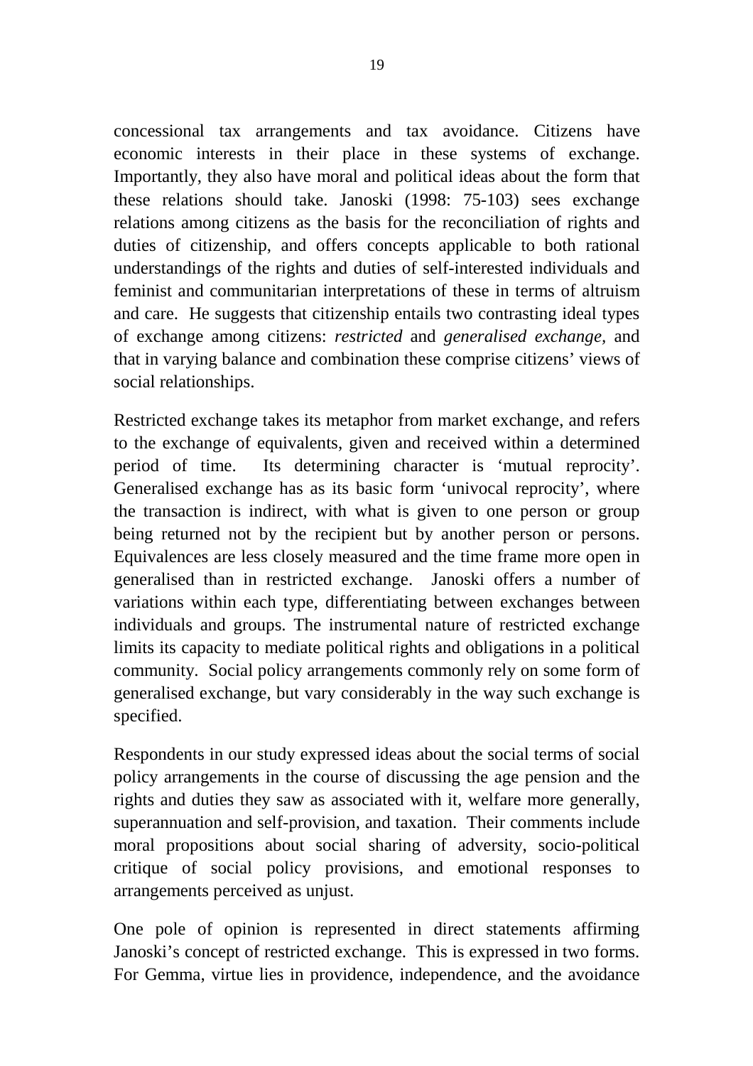concessional tax arrangements and tax avoidance. Citizens have economic interests in their place in these systems of exchange. Importantly, they also have moral and political ideas about the form that these relations should take. Janoski (1998: 75-103) sees exchange relations among citizens as the basis for the reconciliation of rights and duties of citizenship, and offers concepts applicable to both rational understandings of the rights and duties of self-interested individuals and feminist and communitarian interpretations of these in terms of altruism and care. He suggests that citizenship entails two contrasting ideal types of exchange among citizens: *restricted* and *generalised exchange,* and that in varying balance and combination these comprise citizens' views of social relationships.

Restricted exchange takes its metaphor from market exchange, and refers to the exchange of equivalents, given and received within a determined period of time. Its determining character is 'mutual reprocity'. Generalised exchange has as its basic form 'univocal reprocity', where the transaction is indirect, with what is given to one person or group being returned not by the recipient but by another person or persons. Equivalences are less closely measured and the time frame more open in generalised than in restricted exchange. Janoski offers a number of variations within each type, differentiating between exchanges between individuals and groups. The instrumental nature of restricted exchange limits its capacity to mediate political rights and obligations in a political community. Social policy arrangements commonly rely on some form of generalised exchange, but vary considerably in the way such exchange is specified.

Respondents in our study expressed ideas about the social terms of social policy arrangements in the course of discussing the age pension and the rights and duties they saw as associated with it, welfare more generally, superannuation and self-provision, and taxation. Their comments include moral propositions about social sharing of adversity, socio-political critique of social policy provisions, and emotional responses to arrangements perceived as unjust.

One pole of opinion is represented in direct statements affirming Janoski's concept of restricted exchange. This is expressed in two forms. For Gemma, virtue lies in providence, independence, and the avoidance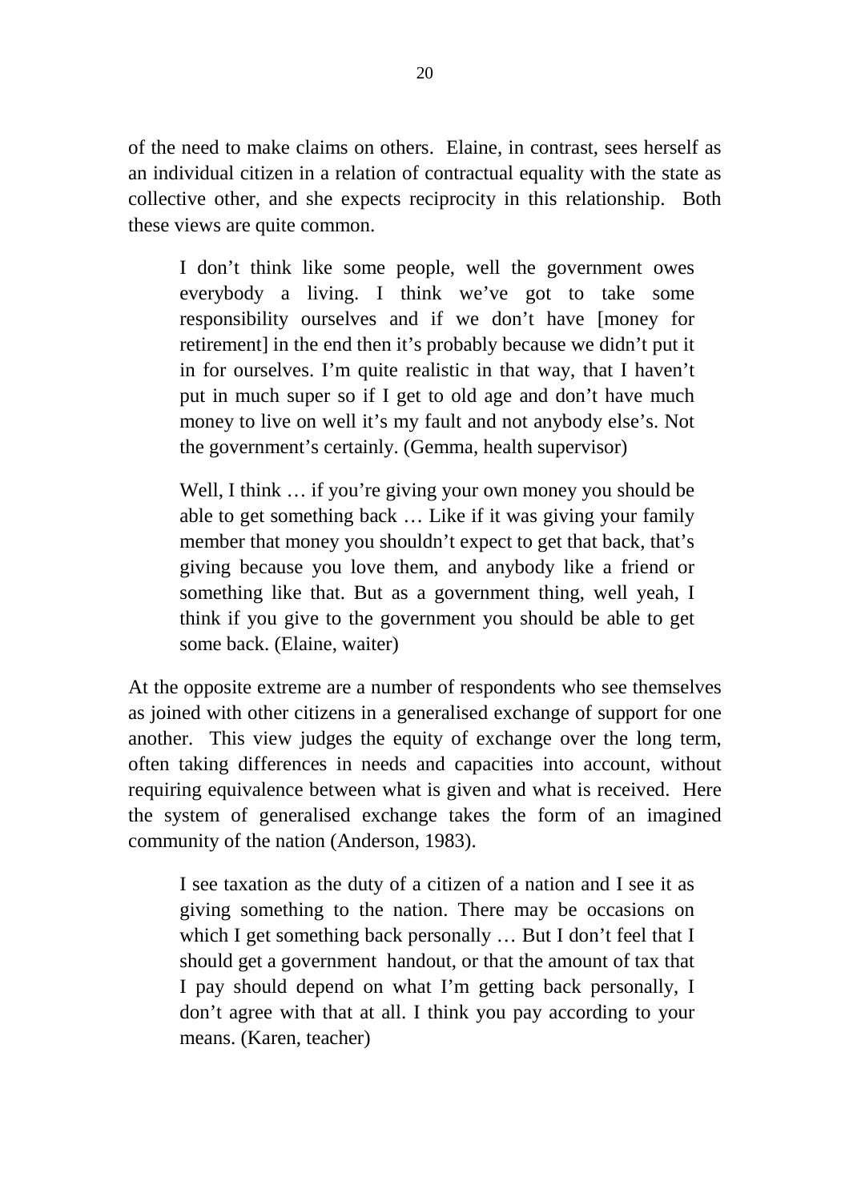of the need to make claims on others. Elaine, in contrast, sees herself as an individual citizen in a relation of contractual equality with the state as collective other, and she expects reciprocity in this relationship. Both these views are quite common.

> I don't think like some people, well the government owes everybody a living. I think we've got to take some responsibility ourselves and if we don't have [money for retirement] in the end then it's probably because we didn't put it in for ourselves. I'm quite realistic in that way, that I haven't put in much super so if I get to old age and don't have much money to live on well it's my fault and not anybody else's. Not the government's certainly. (Gemma, health supervisor)

> Well, I think … if you're giving your own money you should be able to get something back … Like if it was giving your family member that money you shouldn't expect to get that back, that's giving because you love them, and anybody like a friend or something like that. But as a government thing, well yeah, I think if you give to the government you should be able to get some back. (Elaine, waiter)

At the opposite extreme are a number of respondents who see themselves as joined with other citizens in a generalised exchange of support for one another. This view judges the equity of exchange over the long term, often taking differences in needs and capacities into account, without requiring equivalence between what is given and what is received. Here the system of generalised exchange takes the form of an imagined community of the nation (Anderson, 1983).

> I see taxation as the duty of a citizen of a nation and I see it as giving something to the nation. There may be occasions on which I get something back personally … But I don't feel that I should get a government handout, or that the amount of tax that I pay should depend on what I'm getting back personally, I don't agree with that at all. I think you pay according to your means. (Karen, teacher)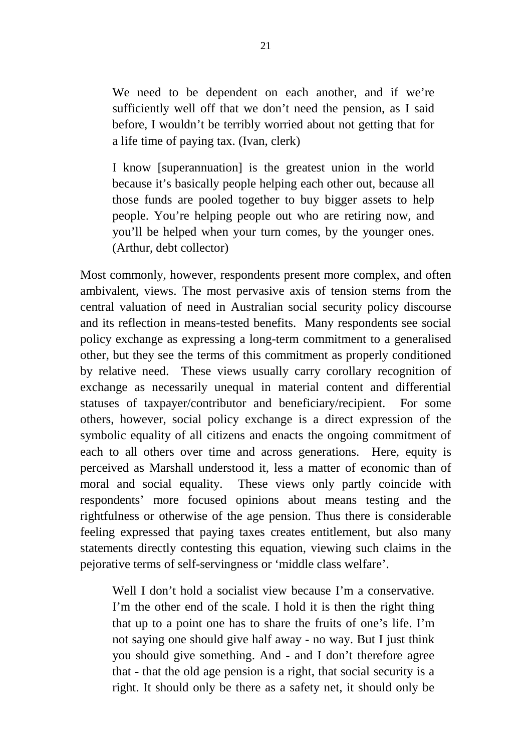> We need to be dependent on each another, and if we're sufficiently well off that we don't need the pension, as I said before, I wouldn't be terribly worried about not getting that for a life time of paying tax. (Ivan, clerk)

> I know [superannuation] is the greatest union in the world because it's basically people helping each other out, because all those funds are pooled together to buy bigger assets to help people. You're helping people out who are retiring now, and you'll be helped when your turn comes, by the younger ones. (Arthur, debt collector)

Most commonly, however, respondents present more complex, and often ambivalent, views. The most pervasive axis of tension stems from the central valuation of need in Australian social security policy discourse and its reflection in means-tested benefits. Many respondents see social policy exchange as expressing a long-term commitment to a generalised other, but they see the terms of this commitment as properly conditioned by relative need. These views usually carry corollary recognition of exchange as necessarily unequal in material content and differential statuses of taxpayer/contributor and beneficiary/recipient. For some others, however, social policy exchange is a direct expression of the symbolic equality of all citizens and enacts the ongoing commitment of each to all others over time and across generations. Here, equity is perceived as Marshall understood it, less a matter of economic than of moral and social equality. These views only partly coincide with respondents' more focused opinions about means testing and the rightfulness or otherwise of the age pension. Thus there is considerable feeling expressed that paying taxes creates entitlement, but also many statements directly contesting this equation, viewing such claims in the pejorative terms of self-servingness or 'middle class welfare'.

> Well I don't hold a socialist view because I'm a conservative. I'm the other end of the scale. I hold it is then the right thing that up to a point one has to share the fruits of one's life. I'm not saying one should give half away - no way. But I just think you should give something. And - and I don't therefore agree that - that the old age pension is a right, that social security is a right. It should only be there as a safety net, it should only be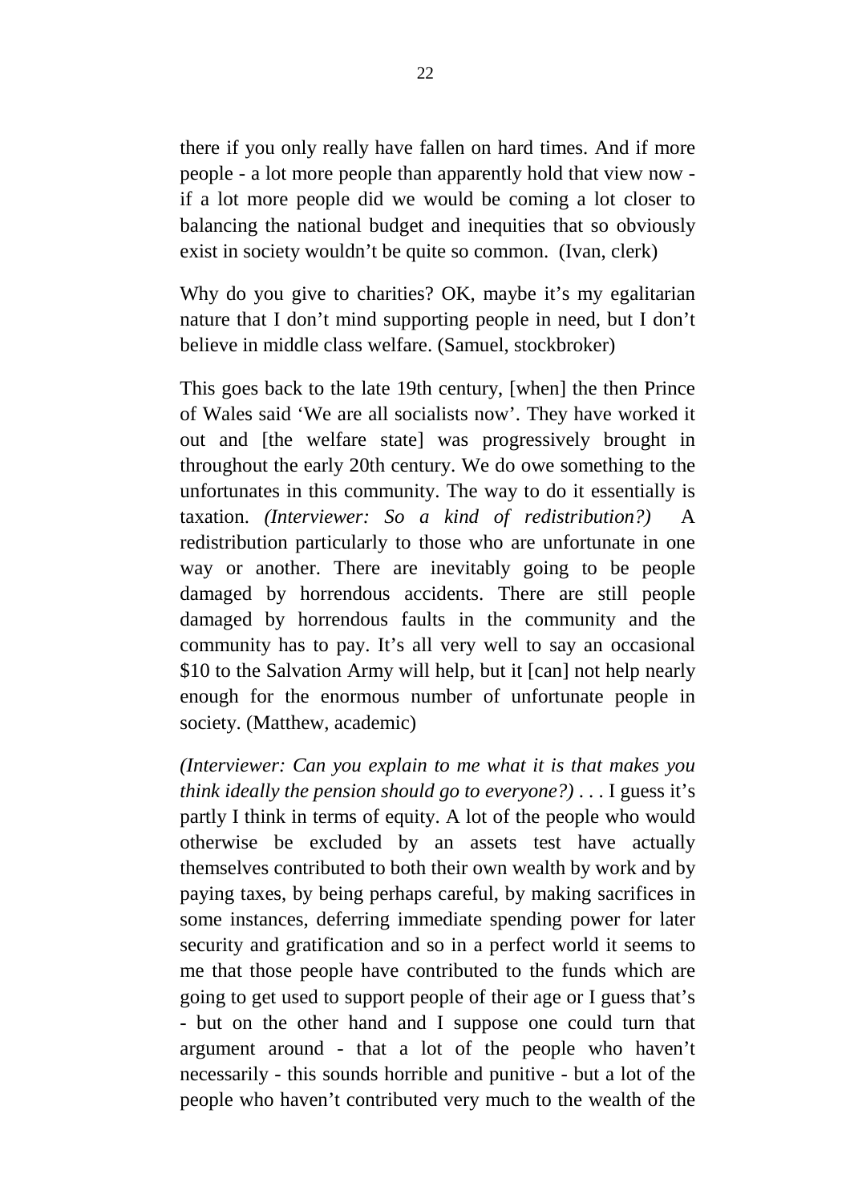there if you only really have fallen on hard times. And if more people - a lot more people than apparently hold that view now - if a lot more people did we would be coming a lot closer to balancing the national budget and inequities that so obviously exist in society wouldn't be quite so common. (Ivan, clerk)

Why do you give to charities? OK, maybe it's my egalitarian nature that I don't mind supporting people in need, but I don't believe in middle class welfare. (Samuel, stockbroker)

This goes back to the late 19th century, [when] the then Prince of Wales said 'We are all socialists now'. They have worked it out and [the welfare state] was progressively brought in throughout the early 20th century. We do owe something to the unfortunates in this community. The way to do it essentially is taxation. *(Interviewer: So a kind of redistribution?)* A redistribution particularly to those who are unfortunate in one way or another. There are inevitably going to be people damaged by horrendous accidents. There are still people damaged by horrendous faults in the community and the community has to pay. It's all very well to say an occasional $10 to the Salvation Army will help, but it [can] not help nearly enough for the enormous number of unfortunate people in society. (Matthew, academic)

*(Interviewer: Can you explain to me what it is that makes you think ideally the pension should go to everyone?)* . . . I guess it's partly I think in terms of equity. A lot of the people who would otherwise be excluded by an assets test have actually themselves contributed to both their own wealth by work and by paying taxes, by being perhaps careful, by making sacrifices in some instances, deferring immediate spending power for later security and gratification and so in a perfect world it seems to me that those people have contributed to the funds which are going to get used to support people of their age or I guess that's - but on the other hand and I suppose one could turn that argument around - that a lot of the people who haven't necessarily - this sounds horrible and punitive - but a lot of the people who haven't contributed very much to the wealth of the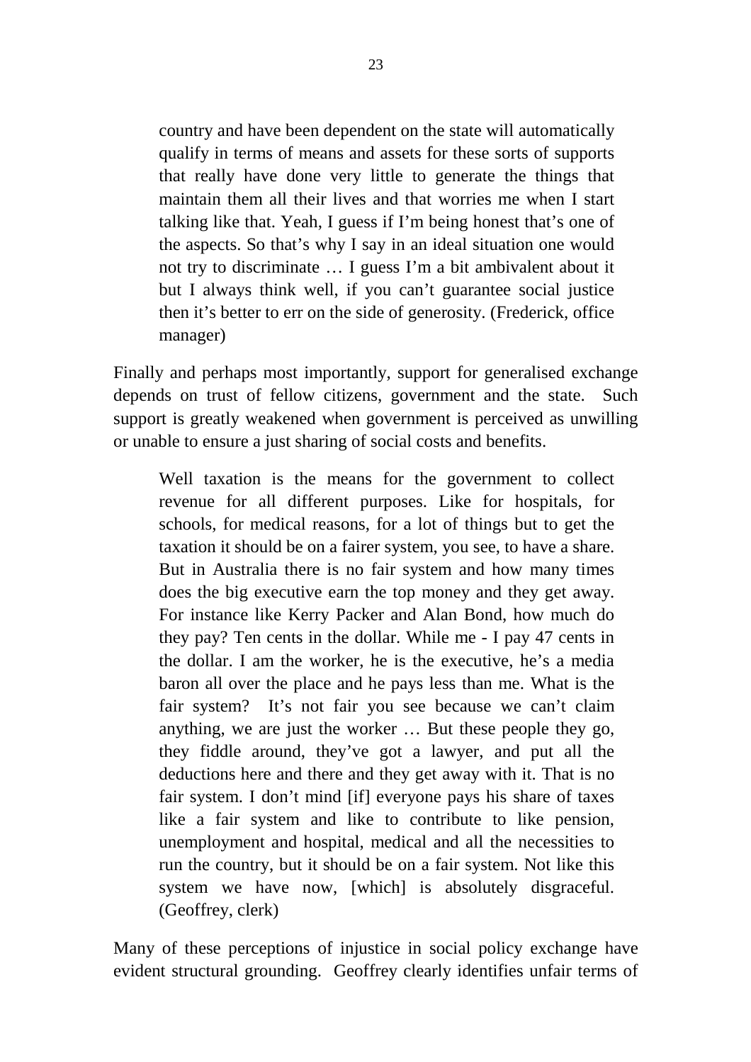> country and have been dependent on the state will automatically qualify in terms of means and assets for these sorts of supports that really have done very little to generate the things that maintain them all their lives and that worries me when I start talking like that. Yeah, I guess if I'm being honest that's one of the aspects. So that's why I say in an ideal situation one would not try to discriminate … I guess I'm a bit ambivalent about it but I always think well, if you can't guarantee social justice then it's better to err on the side of generosity. (Frederick, office manager)

Finally and perhaps most importantly, support for generalised exchange depends on trust of fellow citizens, government and the state. Such support is greatly weakened when government is perceived as unwilling or unable to ensure a just sharing of social costs and benefits.

> Well taxation is the means for the government to collect revenue for all different purposes. Like for hospitals, for schools, for medical reasons, for a lot of things but to get the taxation it should be on a fairer system, you see, to have a share. But in Australia there is no fair system and how many times does the big executive earn the top money and they get away. For instance like Kerry Packer and Alan Bond, how much do they pay? Ten cents in the dollar. While me - I pay 47 cents in the dollar. I am the worker, he is the executive, he's a media baron all over the place and he pays less than me. What is the fair system? It's not fair you see because we can't claim anything, we are just the worker … But these people they go, they fiddle around, they've got a lawyer, and put all the deductions here and there and they get away with it. That is no fair system. I don't mind [if] everyone pays his share of taxes like a fair system and like to contribute to like pension, unemployment and hospital, medical and all the necessities to run the country, but it should be on a fair system. Not like this system we have now, [which] is absolutely disgraceful. (Geoffrey, clerk)

Many of these perceptions of injustice in social policy exchange have evident structural grounding. Geoffrey clearly identifies unfair terms of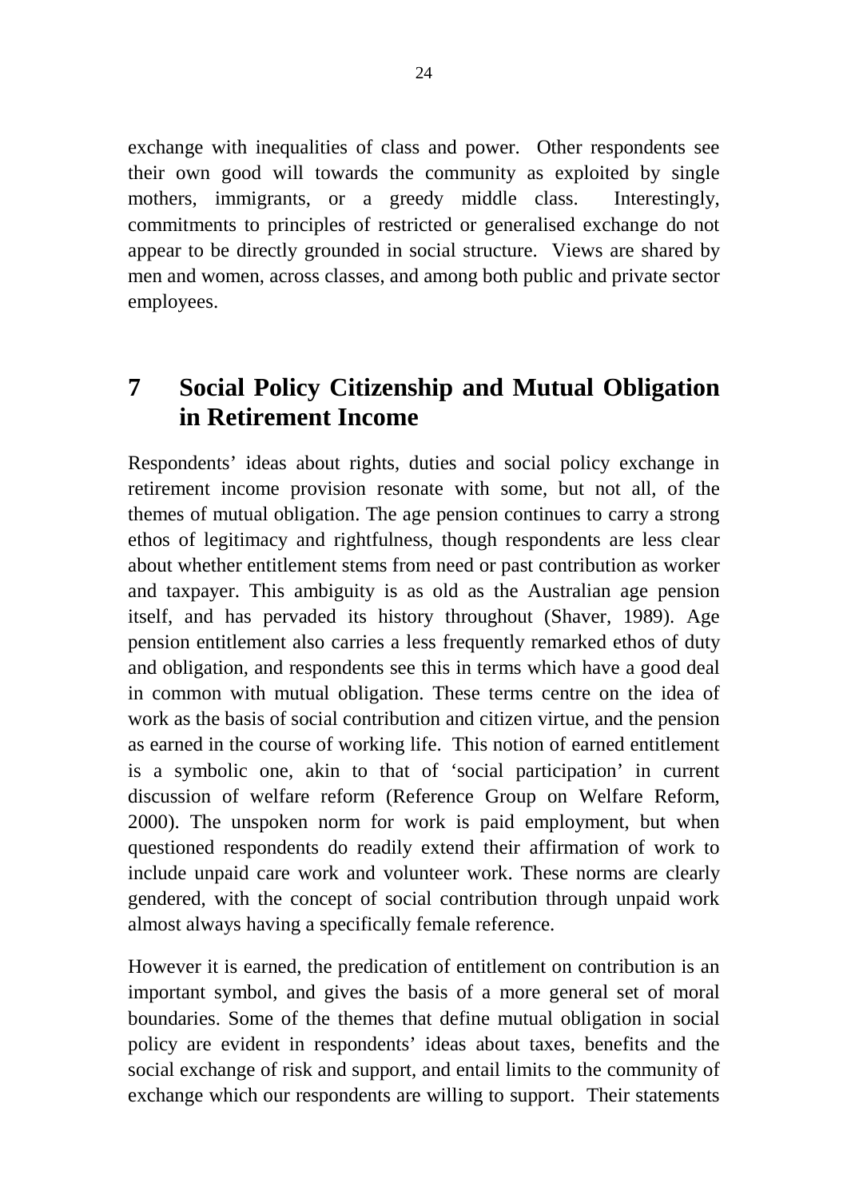exchange with inequalities of class and power. Other respondents see their own good will towards the community as exploited by single mothers, immigrants, or a greedy middle class. Interestingly, commitments to principles of restricted or generalised exchange do not appear to be directly grounded in social structure. Views are shared by men and women, across classes, and among both public and private sector employees.

## 7 Social Policy Citizenship and Mutual Obligation in Retirement Income

Respondents' ideas about rights, duties and social policy exchange in retirement income provision resonate with some, but not all, of the themes of mutual obligation. The age pension continues to carry a strong ethos of legitimacy and rightfulness, though respondents are less clear about whether entitlement stems from need or past contribution as worker and taxpayer. This ambiguity is as old as the Australian age pension itself, and has pervaded its history throughout (Shaver, 1989). Age pension entitlement also carries a less frequently remarked ethos of duty and obligation, and respondents see this in terms which have a good deal in common with mutual obligation. These terms centre on the idea of work as the basis of social contribution and citizen virtue, and the pension as earned in the course of working life. This notion of earned entitlement is a symbolic one, akin to that of 'social participation' in current discussion of welfare reform (Reference Group on Welfare Reform, 2000). The unspoken norm for work is paid employment, but when questioned respondents do readily extend their affirmation of work to include unpaid care work and volunteer work. These norms are clearly gendered, with the concept of social contribution through unpaid work almost always having a specifically female reference.

However it is earned, the predication of entitlement on contribution is an important symbol, and gives the basis of a more general set of moral boundaries. Some of the themes that define mutual obligation in social policy are evident in respondents' ideas about taxes, benefits and the social exchange of risk and support, and entail limits to the community of exchange which our respondents are willing to support. Their statements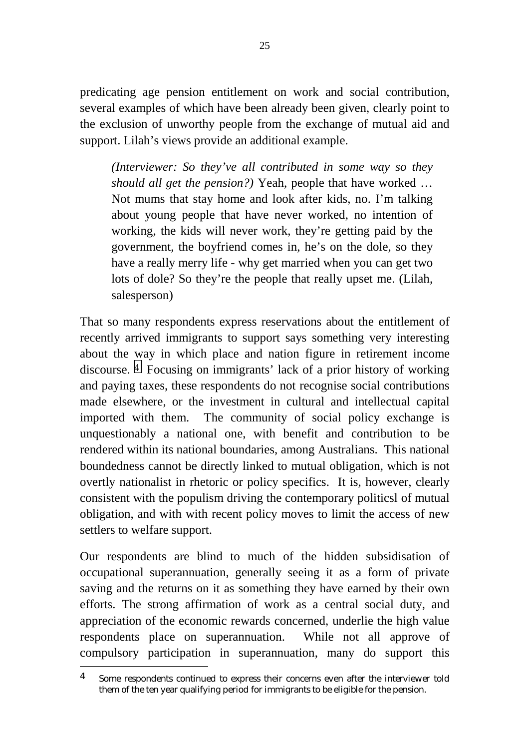predicating age pension entitlement on work and social contribution, several examples of which have been already been given, clearly point to the exclusion of unworthy people from the exchange of mutual aid and support. Lilah's views provide an additional example.

> *(Interviewer: So they've all contributed in some way so they should all get the pension?)* Yeah, people that have worked … Not mums that stay home and look after kids, no. I'm talking about young people that have never worked, no intention of working, the kids will never work, they're getting paid by the government, the boyfriend comes in, he's on the dole, so they have a really merry life - why get married when you can get two lots of dole? So they're the people that really upset me. (Lilah, salesperson)

That so many respondents express reservations about the entitlement of recently arrived immigrants to support says something very interesting about the way in which place and nation figure in retirement income discourse. [4] Focusing on immigrants' lack of a prior history of working and paying taxes, these respondents do not recognise social contributions made elsewhere, or the investment in cultural and intellectual capital imported with them. The community of social policy exchange is unquestionably a national one, with benefit and contribution to be rendered within its national boundaries, among Australians. This national boundedness cannot be directly linked to mutual obligation, which is not overtly nationalist in rhetoric or policy specifics. It is, however, clearly consistent with the populism driving the contemporary politicsl of mutual obligation, and with with recent policy moves to limit the access of new settlers to welfare support.

Our respondents are blind to much of the hidden subsidisation of occupational superannuation, generally seeing it as a form of private saving and the returns on it as something they have earned by their own efforts. The strong affirmation of work as a central social duty, and appreciation of the economic rewards concerned, underlie the high value respondents place on superannuation. While not all approve of compulsory participation in superannuation, many do support this

---

[4] Some respondents continued to express their concerns even after the interviewer told them of the ten year qualifying period for immigrants to be eligible for the pension.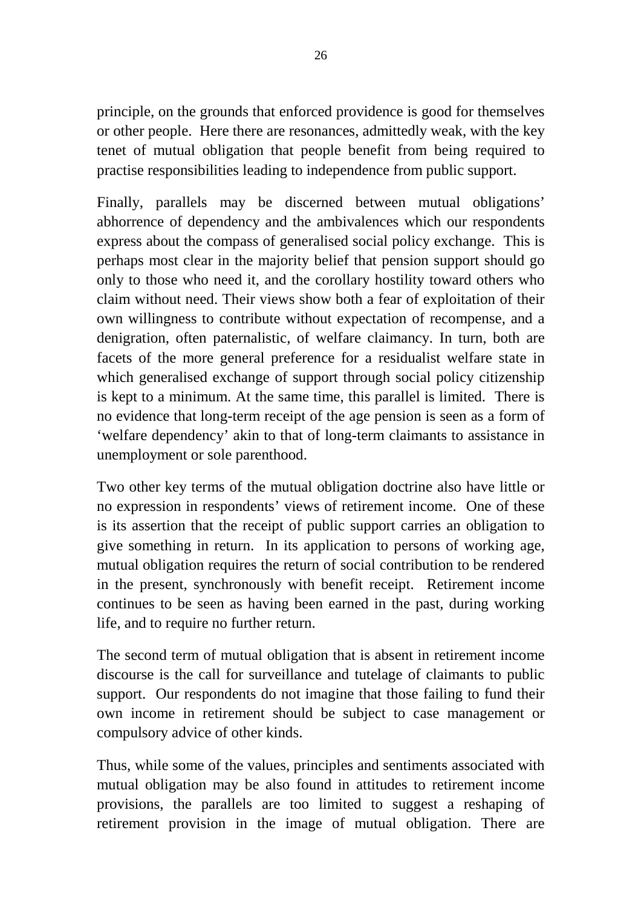principle, on the grounds that enforced providence is good for themselves or other people. Here there are resonances, admittedly weak, with the key tenet of mutual obligation that people benefit from being required to practise responsibilities leading to independence from public support.

Finally, parallels may be discerned between mutual obligations' abhorrence of dependency and the ambivalences which our respondents express about the compass of generalised social policy exchange. This is perhaps most clear in the majority belief that pension support should go only to those who need it, and the corollary hostility toward others who claim without need. Their views show both a fear of exploitation of their own willingness to contribute without expectation of recompense, and a denigration, often paternalistic, of welfare claimancy. In turn, both are facets of the more general preference for a residualist welfare state in which generalised exchange of support through social policy citizenship is kept to a minimum. At the same time, this parallel is limited. There is no evidence that long-term receipt of the age pension is seen as a form of 'welfare dependency' akin to that of long-term claimants to assistance in unemployment or sole parenthood.

Two other key terms of the mutual obligation doctrine also have little or no expression in respondents' views of retirement income. One of these is its assertion that the receipt of public support carries an obligation to give something in return. In its application to persons of working age, mutual obligation requires the return of social contribution to be rendered in the present, synchronously with benefit receipt. Retirement income continues to be seen as having been earned in the past, during working life, and to require no further return.

The second term of mutual obligation that is absent in retirement income discourse is the call for surveillance and tutelage of claimants to public support. Our respondents do not imagine that those failing to fund their own income in retirement should be subject to case management or compulsory advice of other kinds.

Thus, while some of the values, principles and sentiments associated with mutual obligation may be also found in attitudes to retirement income provisions, the parallels are too limited to suggest a reshaping of retirement provision in the image of mutual obligation. There are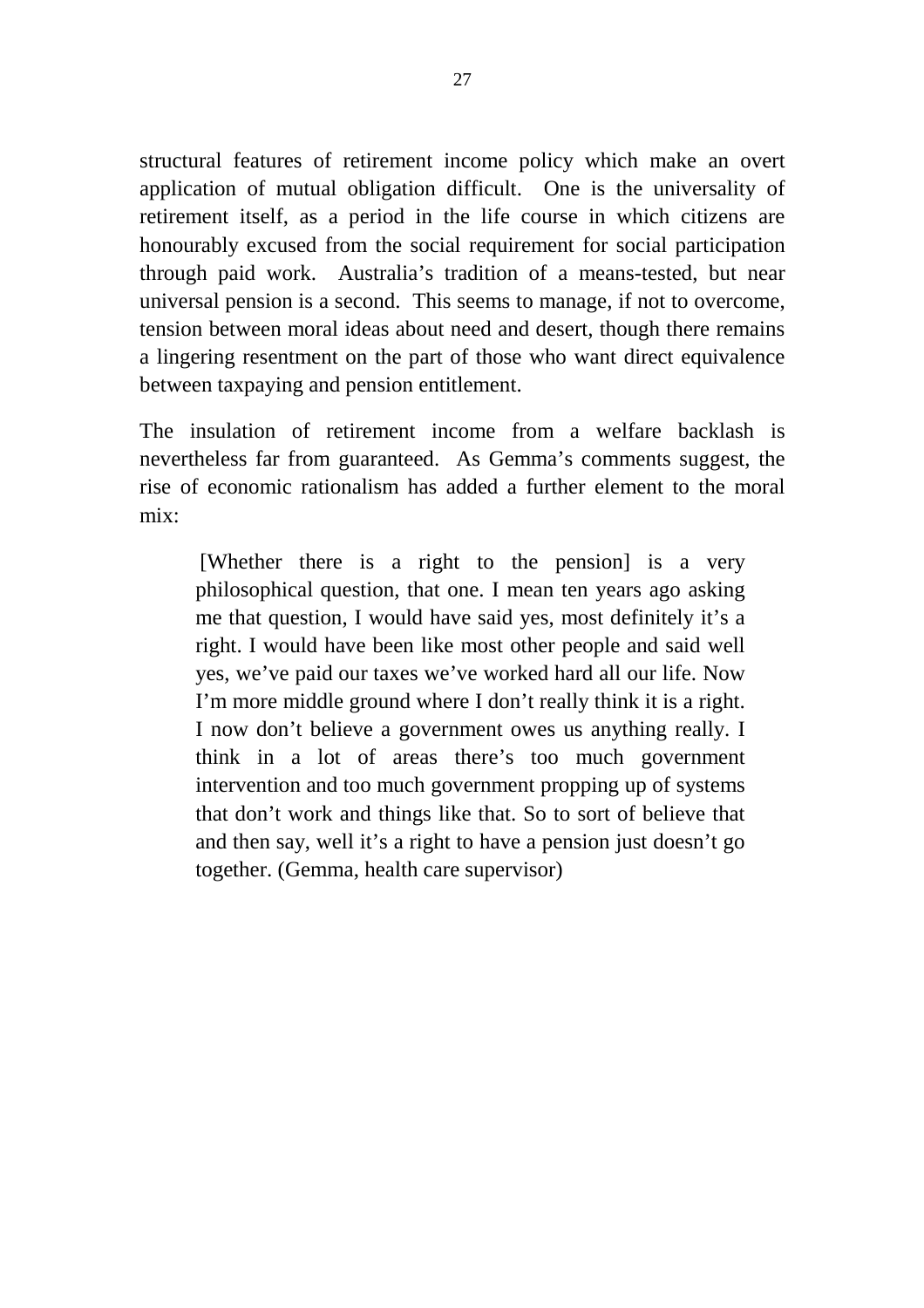structural features of retirement income policy which make an overt application of mutual obligation difficult. One is the universality of retirement itself, as a period in the life course in which citizens are honourably excused from the social requirement for social participation through paid work. Australia's tradition of a means-tested, but near universal pension is a second. This seems to manage, if not to overcome, tension between moral ideas about need and desert, though there remains a lingering resentment on the part of those who want direct equivalence between taxpaying and pension entitlement.

The insulation of retirement income from a welfare backlash is nevertheless far from guaranteed. As Gemma's comments suggest, the rise of economic rationalism has added a further element to the moral mix:

> [Whether there is a right to the pension] is a very philosophical question, that one. I mean ten years ago asking me that question, I would have said yes, most definitely it's a right. I would have been like most other people and said well yes, we've paid our taxes we've worked hard all our life. Now I'm more middle ground where I don't really think it is a right. I now don't believe a government owes us anything really. I think in a lot of areas there's too much government intervention and too much government propping up of systems that don't work and things like that. So to sort of believe that and then say, well it's a right to have a pension just doesn't go together. (Gemma, health care supervisor)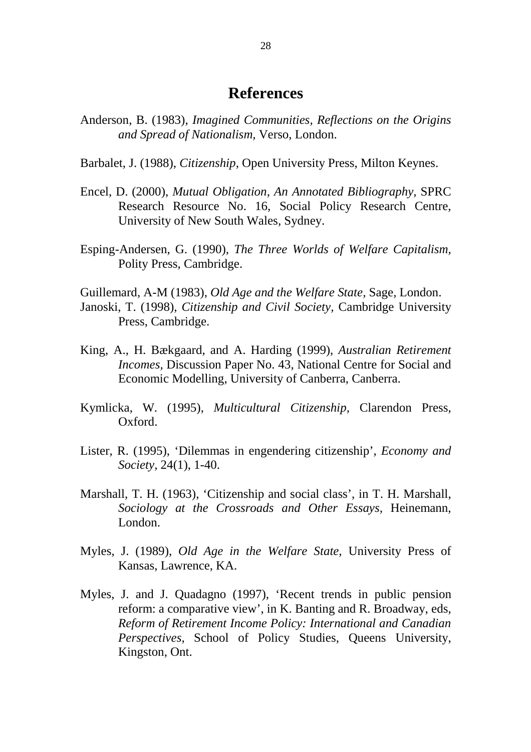# References

Anderson, B. (1983), *Imagined Communities, Reflections on the Origins and Spread of Nationalism,* Verso, London.

Barbalet, J. (1988), *Citizenship,* Open University Press, Milton Keynes.

Encel, D. (2000), *Mutual Obligation, An Annotated Bibliography,* SPRC Research Resource No. 16, Social Policy Research Centre, University of New South Wales, Sydney.

Esping-Andersen, G. (1990), *The Three Worlds of Welfare Capitalism,* Polity Press, Cambridge.

Guillemard, A-M (1983), *Old Age and the Welfare State,* Sage, London.

Janoski, T. (1998), *Citizenship and Civil Society,* Cambridge University Press, Cambridge.

King, A., H. Bækgaard, and A. Harding (1999), *Australian Retirement Incomes,* Discussion Paper No. 43, National Centre for Social and Economic Modelling, University of Canberra, Canberra.

Kymlicka, W. (1995), *Multicultural Citizenship,* Clarendon Press, Oxford.

Lister, R. (1995), 'Dilemmas in engendering citizenship', *Economy and Society*, 24(1), 1-40.

Marshall, T. H. (1963), 'Citizenship and social class', in T. H. Marshall, *Sociology at the Crossroads and Other Essays,* Heinemann, London.

Myles, J. (1989), *Old Age in the Welfare State,* University Press of Kansas, Lawrence, KA.

Myles, J. and J. Quadagno (1997), 'Recent trends in public pension reform: a comparative view', in K. Banting and R. Broadway, eds, *Reform of Retirement Income Policy: International and Canadian Perspectives,* School of Policy Studies, Queens University, Kingston, Ont.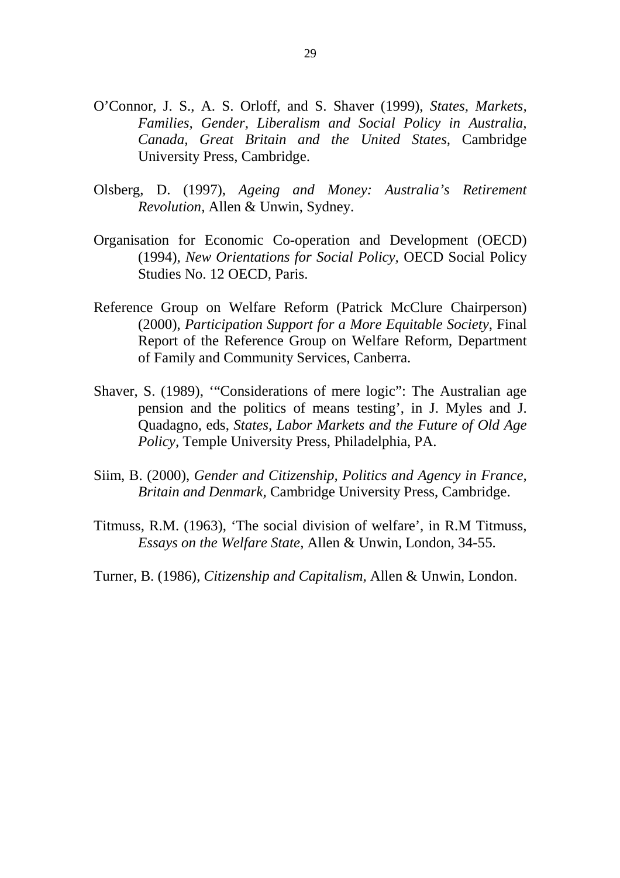O'Connor, J. S., A. S. Orloff, and S. Shaver (1999), *States, Markets, Families, Gender, Liberalism and Social Policy in Australia, Canada, Great Britain and the United States,* Cambridge University Press, Cambridge.

Olsberg, D. (1997), *Ageing and Money: Australia's Retirement Revolution,* Allen & Unwin, Sydney.

Organisation for Economic Co-operation and Development (OECD) (1994), *New Orientations for Social Policy,* OECD Social Policy Studies No. 12 OECD, Paris.

Reference Group on Welfare Reform (Patrick McClure Chairperson) (2000), *Participation Support for a More Equitable Society,* Final Report of the Reference Group on Welfare Reform, Department of Family and Community Services, Canberra.

Shaver, S. (1989), '"Considerations of mere logic": The Australian age pension and the politics of means testing', in J. Myles and J. Quadagno, eds, *States, Labor Markets and the Future of Old Age Policy,* Temple University Press, Philadelphia, PA.

Siim, B. (2000), *Gender and Citizenship, Politics and Agency in France, Britain and Denmark,* Cambridge University Press, Cambridge.

Titmuss, R.M. (1963), 'The social division of welfare', in R.M Titmuss, *Essays on the Welfare State,* Allen & Unwin, London, 34-55.

Turner, B. (1986), *Citizenship and Capitalism,* Allen & Unwin, London.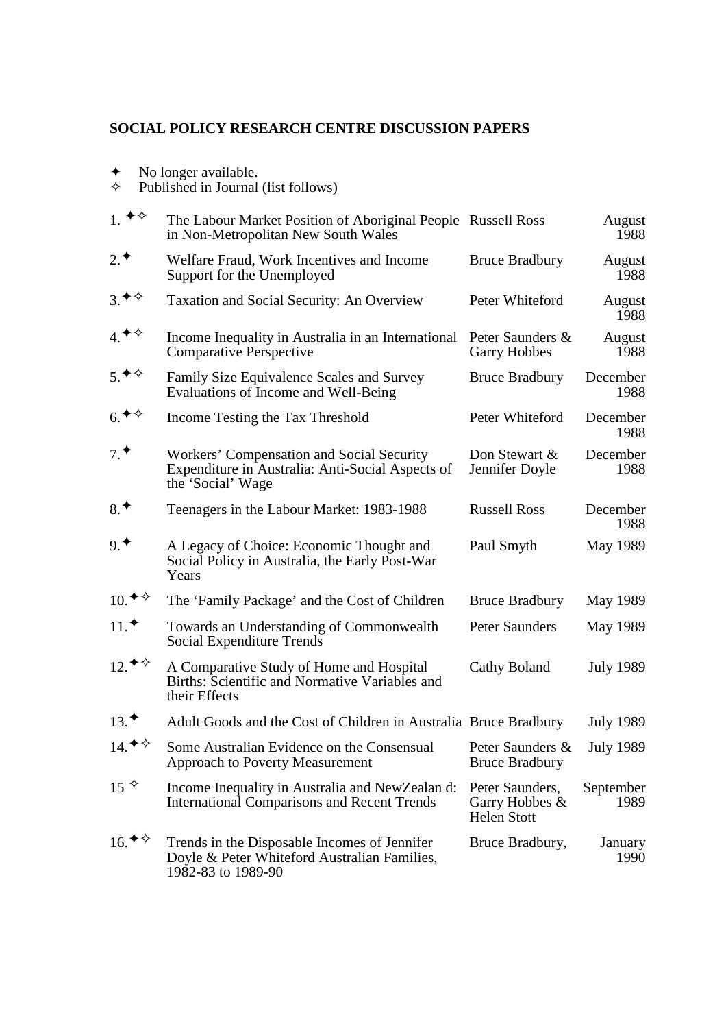## SOCIAL POLICY RESEARCH CENTRE DISCUSSION PAPERS

✦ No longer available.
✧ Published in Journal (list follows)

| | | | |
|---|---|---|---|
| 1. ✦✧ | The Labour Market Position of Aboriginal People in Non-Metropolitan New South Wales | Russell Ross | August 1988 |
| 2.✦ | Welfare Fraud, Work Incentives and Income Support for the Unemployed | Bruce Bradbury | August 1988 |
| 3.✦✧ | Taxation and Social Security: An Overview | Peter Whiteford | August 1988 |
| 4.✦✧ | Income Inequality in Australia in an International Comparative Perspective | Peter Saunders & Garry Hobbes | August 1988 |
| 5.✦✧ | Family Size Equivalence Scales and Survey Evaluations of Income and Well-Being | Bruce Bradbury | December 1988 |
| 6.✦✧ | Income Testing the Tax Threshold | Peter Whiteford | December 1988 |
| 7.✦ | Workers' Compensation and Social Security Expenditure in Australia: Anti-Social Aspects of the 'Social' Wage | Don Stewart & Jennifer Doyle | December 1988 |
| 8.✦ | Teenagers in the Labour Market: 1983-1988 | Russell Ross | December 1988 |
| 9.✦ | A Legacy of Choice: Economic Thought and Social Policy in Australia, the Early Post-War Years | Paul Smyth | May 1989 |
| 10.✦✧ | The 'Family Package' and the Cost of Children | Bruce Bradbury | May 1989 |
| 11.✦ | Towards an Understanding of Commonwealth Social Expenditure Trends | Peter Saunders | May 1989 |
| 12.✦✧ | A Comparative Study of Home and Hospital Births: Scientific and Normative Variables and their Effects | Cathy Boland | July 1989 |
| 13.✦ | Adult Goods and the Cost of Children in Australia | Bruce Bradbury | July 1989 |
| 14.✦✧ | Some Australian Evidence on the Consensual Approach to Poverty Measurement | Peter Saunders & Bruce Bradbury | July 1989 |
| 15 ✧ | Income Inequality in Australia and NewZealan d: International Comparisons and Recent Trends | Peter Saunders, Garry Hobbes & Helen Stott | September 1989 |
| 16.✦✧ | Trends in the Disposable Incomes of Jennifer Doyle & Peter Whiteford Australian Families, 1982-83 to 1989-90 | Bruce Bradbury, | January 1990 |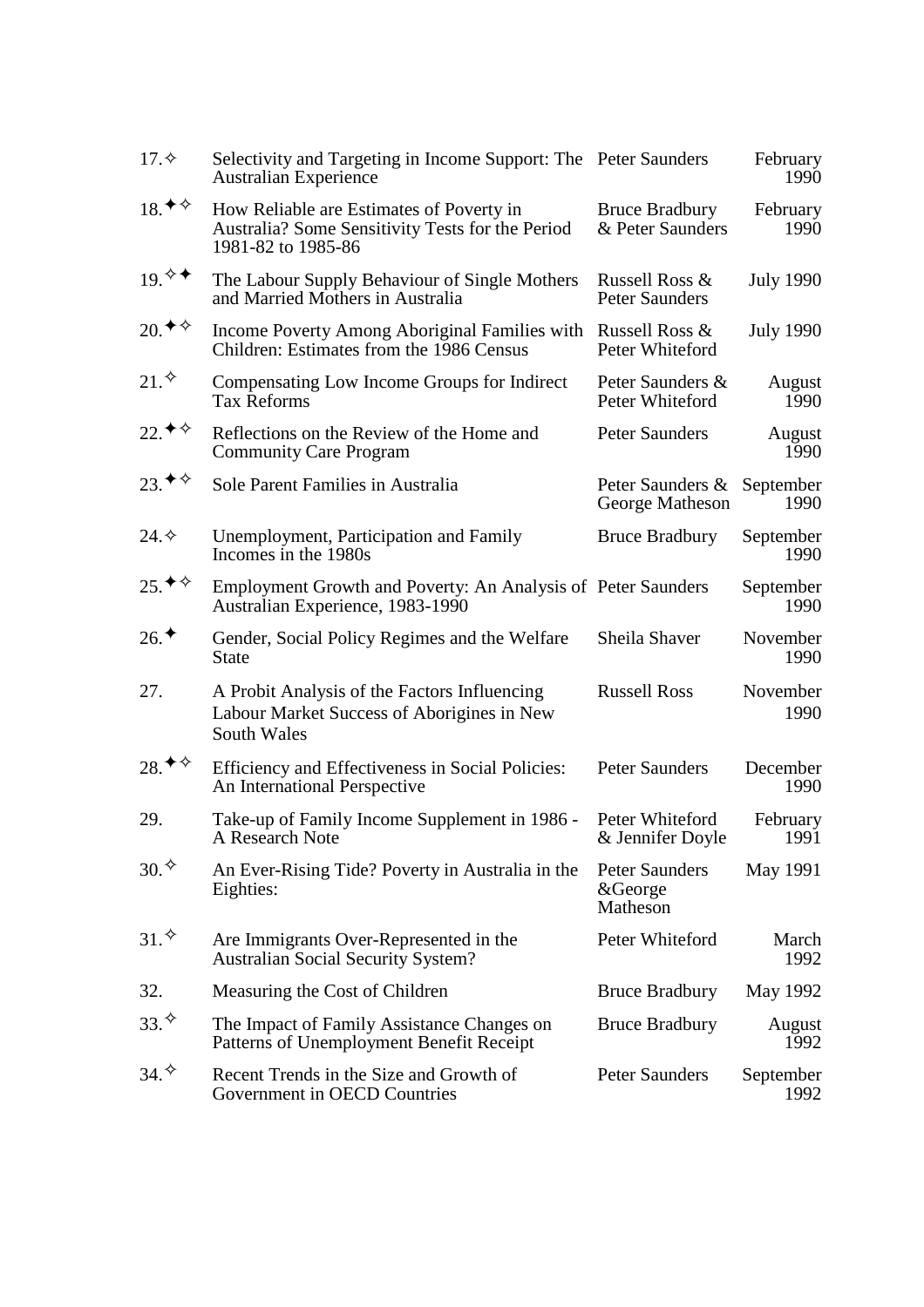| | | | |
|---|---|---|---|
| 17.✧ | Selectivity and Targeting in Income Support: The Australian Experience | Peter Saunders | February 1990 |
| 18.✦✧ | How Reliable are Estimates of Poverty in Australia? Some Sensitivity Tests for the Period 1981-82 to 1985-86 | Bruce Bradbury & Peter Saunders | February 1990 |
| 19.✧✦ | The Labour Supply Behaviour of Single Mothers and Married Mothers in Australia | Russell Ross & Peter Saunders | July 1990 |
| 20.✦✧ | Income Poverty Among Aboriginal Families with Children: Estimates from the 1986 Census | Russell Ross & Peter Whiteford | July 1990 |
| 21.✧ | Compensating Low Income Groups for Indirect Tax Reforms | Peter Saunders & Peter Whiteford | August 1990 |
| 22.✦✧ | Reflections on the Review of the Home and Community Care Program | Peter Saunders | August 1990 |
| 23.✦✧ | Sole Parent Families in Australia | Peter Saunders & George Matheson | September 1990 |
| 24.✧ | Unemployment, Participation and Family Incomes in the 1980s | Bruce Bradbury | September 1990 |
| 25.✦✧ | Employment Growth and Poverty: An Analysis of Australian Experience, 1983-1990 | Peter Saunders | September 1990 |
| 26.✦ | Gender, Social Policy Regimes and the Welfare State | Sheila Shaver | November 1990 |
| 27. | A Probit Analysis of the Factors Influencing Labour Market Success of Aborigines in New South Wales | Russell Ross | November 1990 |
| 28.✦✧ | Efficiency and Effectiveness in Social Policies: An International Perspective | Peter Saunders | December 1990 |
| 29. | Take-up of Family Income Supplement in 1986 - A Research Note | Peter Whiteford & Jennifer Doyle | February 1991 |
| 30.✧ | An Ever-Rising Tide? Poverty in Australia in the Eighties: | Peter Saunders &George Matheson | May 1991 |
| 31.✧ | Are Immigrants Over-Represented in the Australian Social Security System? | Peter Whiteford | March 1992 |
| 32. | Measuring the Cost of Children | Bruce Bradbury | May 1992 |
| 33.✧ | The Impact of Family Assistance Changes on Patterns of Unemployment Benefit Receipt | Bruce Bradbury | August 1992 |
| 34.✧ | Recent Trends in the Size and Growth of Government in OECD Countries | Peter Saunders | September 1992 |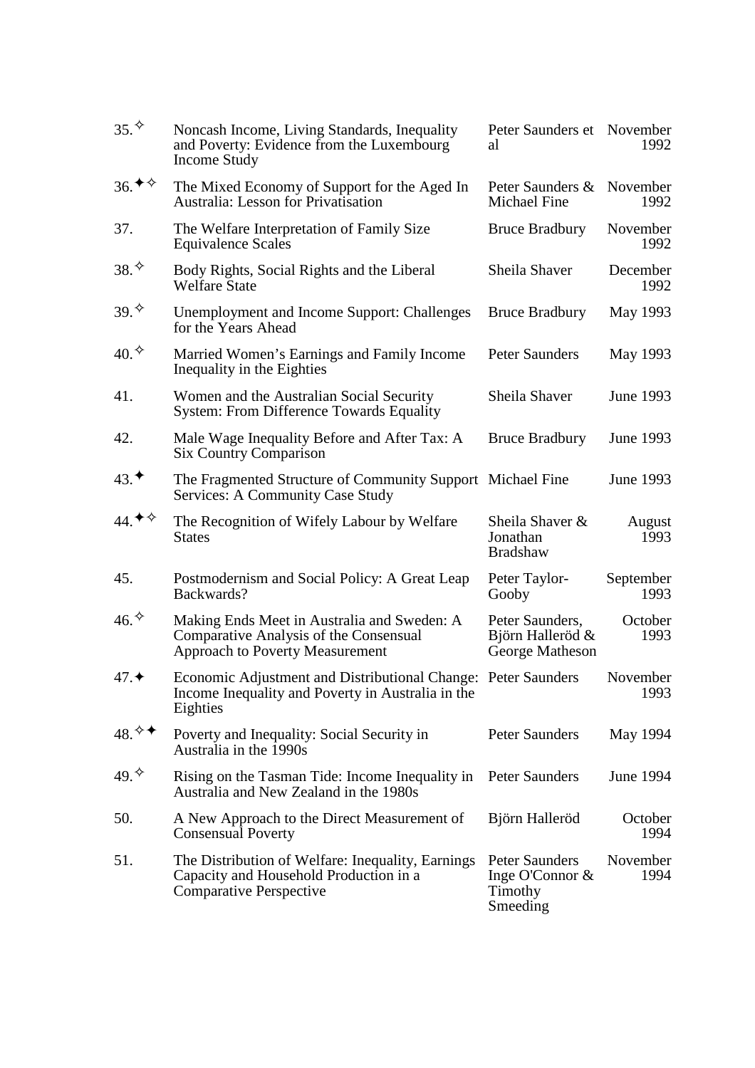| | | | |
|---|---|---|---|
| 35.✧ | Noncash Income, Living Standards, Inequality and Poverty: Evidence from the Luxembourg Income Study | Peter Saunders et al | November 1992 |
| 36.✦✧ | The Mixed Economy of Support for the Aged In Australia: Lesson for Privatisation | Peter Saunders & Michael Fine | November 1992 |
| 37. | The Welfare Interpretation of Family Size Equivalence Scales | Bruce Bradbury | November 1992 |
| 38.✧ | Body Rights, Social Rights and the Liberal Welfare State | Sheila Shaver | December 1992 |
| 39.✧ | Unemployment and Income Support: Challenges for the Years Ahead | Bruce Bradbury | May 1993 |
| 40.✧ | Married Women's Earnings and Family Income Inequality in the Eighties | Peter Saunders | May 1993 |
| 41. | Women and the Australian Social Security System: From Difference Towards Equality | Sheila Shaver | June 1993 |
| 42. | Male Wage Inequality Before and After Tax: A Six Country Comparison | Bruce Bradbury | June 1993 |
| 43.✦ | The Fragmented Structure of Community Support Services: A Community Case Study | Michael Fine | June 1993 |
| 44.✦✧ | The Recognition of Wifely Labour by Welfare States | Sheila Shaver & Jonathan Bradshaw | August 1993 |
| 45. | Postmodernism and Social Policy: A Great Leap Backwards? | Peter Taylor-Gooby | September 1993 |
| 46.✧ | Making Ends Meet in Australia and Sweden: A Comparative Analysis of the Consensual Approach to Poverty Measurement | Peter Saunders, Björn Halleröd & George Matheson | October 1993 |
| 47.✦ | Economic Adjustment and Distributional Change: Income Inequality and Poverty in Australia in the Eighties | Peter Saunders | November 1993 |
| 48.✧✦ | Poverty and Inequality: Social Security in Australia in the 1990s | Peter Saunders | May 1994 |
| 49.✧ | Rising on the Tasman Tide: Income Inequality in Australia and New Zealand in the 1980s | Peter Saunders | June 1994 |
| 50. | A New Approach to the Direct Measurement of Consensual Poverty | Björn Halleröd | October 1994 |
| 51. | The Distribution of Welfare: Inequality, Earnings Capacity and Household Production in a Comparative Perspective | Peter Saunders Inge O'Connor & Timothy Smeeding | November 1994 |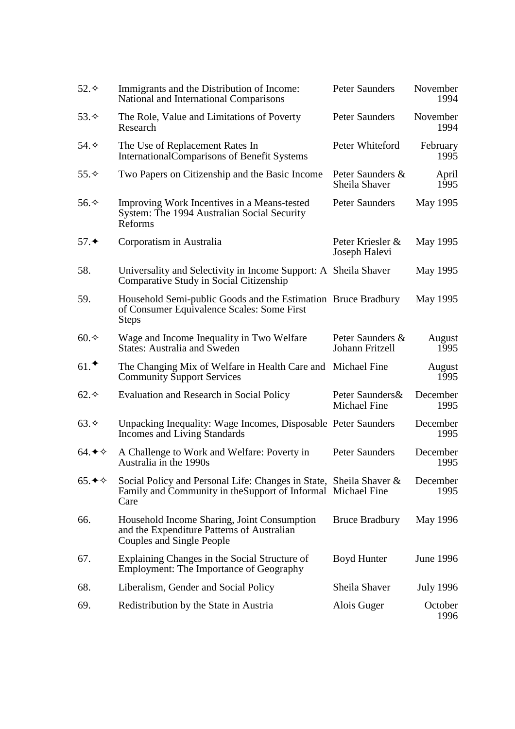| | | | |
|---|---|---|---|
| 52.✧ | Immigrants and the Distribution of Income: National and International Comparisons | Peter Saunders | November 1994 |
| 53.✧ | The Role, Value and Limitations of Poverty Research | Peter Saunders | November 1994 |
| 54.✧ | The Use of Replacement Rates In InternationalComparisons of Benefit Systems | Peter Whiteford | February 1995 |
| 55.✧ | Two Papers on Citizenship and the Basic Income | Peter Saunders & Sheila Shaver | April 1995 |
| 56.✧ | Improving Work Incentives in a Means-tested System: The 1994 Australian Social Security Reforms | Peter Saunders | May 1995 |
| 57.✦ | Corporatism in Australia | Peter Kriesler & Joseph Halevi | May 1995 |
| 58. | Universality and Selectivity in Income Support: A Comparative Study in Social Citizenship | Sheila Shaver | May 1995 |
| 59. | Household Semi-public Goods and the Estimation of Consumer Equivalence Scales: Some First Steps | Bruce Bradbury | May 1995 |
| 60.✧ | Wage and Income Inequality in Two Welfare States: Australia and Sweden | Peter Saunders & Johann Fritzell | August 1995 |
| 61.✦ | The Changing Mix of Welfare in Health Care and Community Support Services | Michael Fine | August 1995 |
| 62.✧ | Evaluation and Research in Social Policy | Peter Saunders& Michael Fine | December 1995 |
| 63.✧ | Unpacking Inequality: Wage Incomes, Disposable Incomes and Living Standards | Peter Saunders | December 1995 |
| 64.✦✧ | A Challenge to Work and Welfare: Poverty in Australia in the 1990s | Peter Saunders | December 1995 |
| 65.✦✧ | Social Policy and Personal Life: Changes in State, Family and Community in theSupport of Informal Care | Sheila Shaver & Michael Fine | December 1995 |
| 66. | Household Income Sharing, Joint Consumption and the Expenditure Patterns of Australian Couples and Single People | Bruce Bradbury | May 1996 |
| 67. | Explaining Changes in the Social Structure of Employment: The Importance of Geography | Boyd Hunter | June 1996 |
| 68. | Liberalism, Gender and Social Policy | Sheila Shaver | July 1996 |
| 69. | Redistribution by the State in Austria | Alois Guger | October 1996 |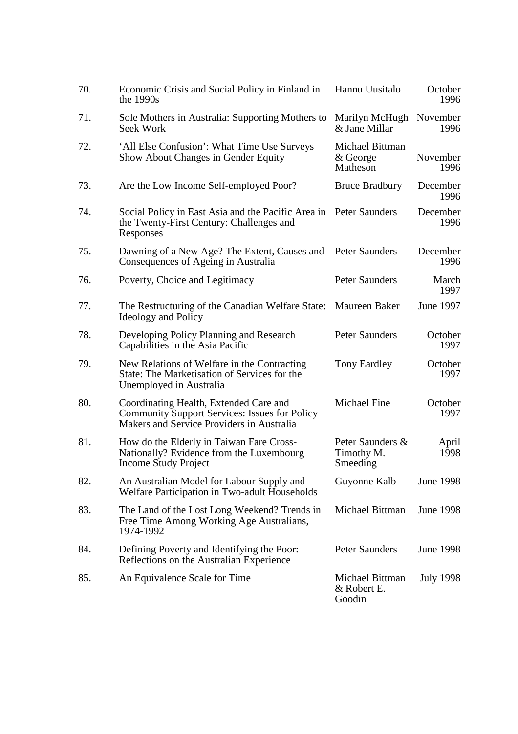| | | | |
|---|---|---|---|
| 70. | Economic Crisis and Social Policy in Finland in the 1990s | Hannu Uusitalo | October 1996 |
| 71. | Sole Mothers in Australia: Supporting Mothers to Seek Work | Marilyn McHugh & Jane Millar | November 1996 |
| 72. | 'All Else Confusion': What Time Use Surveys Show About Changes in Gender Equity | Michael Bittman & George Matheson | November 1996 |
| 73. | Are the Low Income Self-employed Poor? | Bruce Bradbury | December 1996 |
| 74. | Social Policy in East Asia and the Pacific Area in the Twenty-First Century: Challenges and Responses | Peter Saunders | December 1996 |
| 75. | Dawning of a New Age? The Extent, Causes and Consequences of Ageing in Australia | Peter Saunders | December 1996 |
| 76. | Poverty, Choice and Legitimacy | Peter Saunders | March 1997 |
| 77. | The Restructuring of the Canadian Welfare State: Ideology and Policy | Maureen Baker | June 1997 |
| 78. | Developing Policy Planning and Research Capabilities in the Asia Pacific | Peter Saunders | October 1997 |
| 79. | New Relations of Welfare in the Contracting State: The Marketisation of Services for the Unemployed in Australia | Tony Eardley | October 1997 |
| 80. | Coordinating Health, Extended Care and Community Support Services: Issues for Policy Makers and Service Providers in Australia | Michael Fine | October 1997 |
| 81. | How do the Elderly in Taiwan Fare Cross-Nationally? Evidence from the Luxembourg Income Study Project | Peter Saunders & Timothy M. Smeeding | April 1998 |
| 82. | An Australian Model for Labour Supply and Welfare Participation in Two-adult Households | Guyonne Kalb | June 1998 |
| 83. | The Land of the Lost Long Weekend? Trends in Free Time Among Working Age Australians, 1974-1992 | Michael Bittman | June 1998 |
| 84. | Defining Poverty and Identifying the Poor: Reflections on the Australian Experience | Peter Saunders | June 1998 |
| 85. | An Equivalence Scale for Time | Michael Bittman & Robert E. Goodin | July 1998 |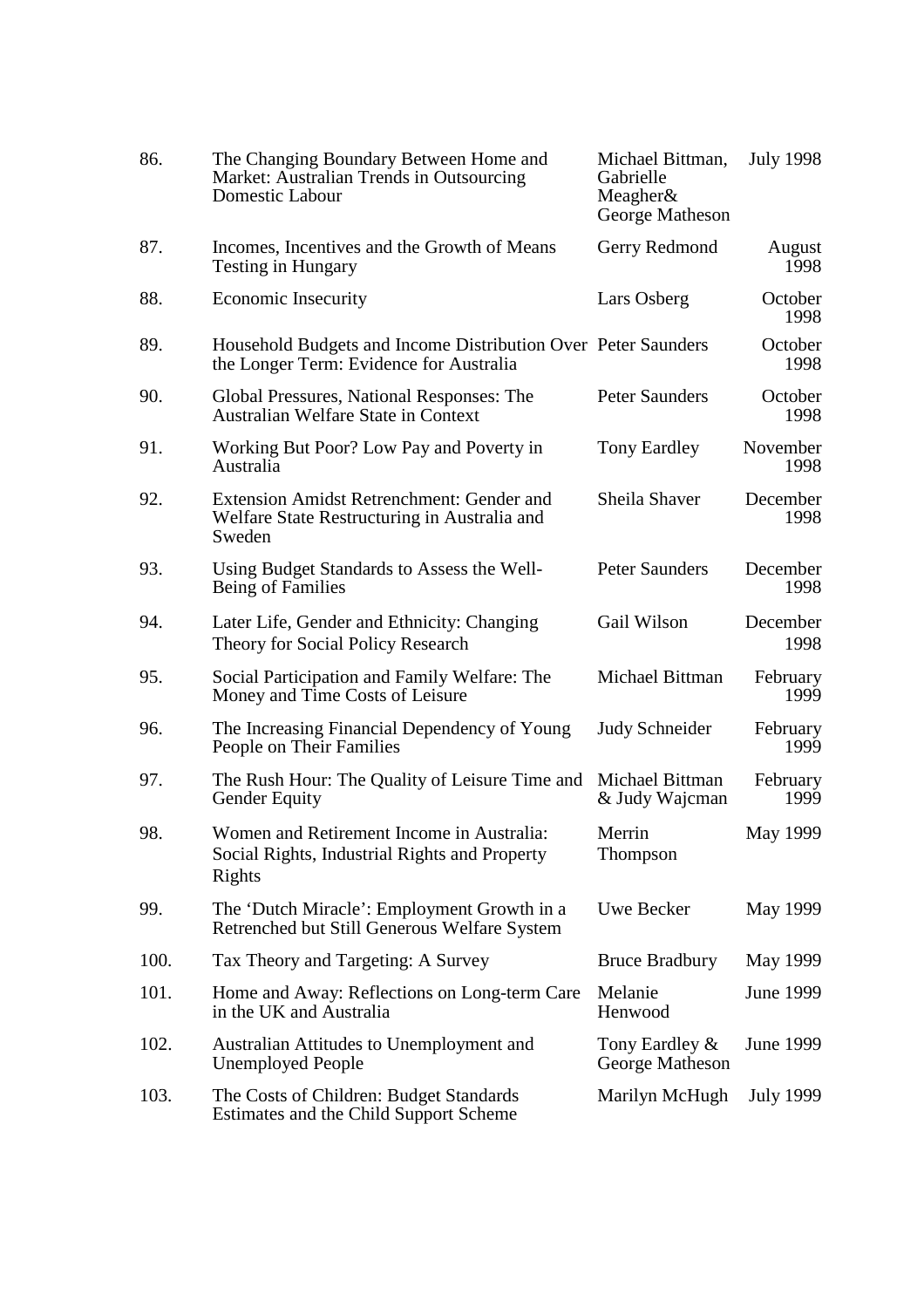| | | | |
|---|---|---|---|
| 86. | The Changing Boundary Between Home and Market: Australian Trends in Outsourcing Domestic Labour | Michael Bittman, Gabrielle Meagher& George Matheson | July 1998 |
| 87. | Incomes, Incentives and the Growth of Means Testing in Hungary | Gerry Redmond | August 1998 |
| 88. | Economic Insecurity | Lars Osberg | October 1998 |
| 89. | Household Budgets and Income Distribution Over the Longer Term: Evidence for Australia | Peter Saunders | October 1998 |
| 90. | Global Pressures, National Responses: The Australian Welfare State in Context | Peter Saunders | October 1998 |
| 91. | Working But Poor? Low Pay and Poverty in Australia | Tony Eardley | November 1998 |
| 92. | Extension Amidst Retrenchment: Gender and Welfare State Restructuring in Australia and Sweden | Sheila Shaver | December 1998 |
| 93. | Using Budget Standards to Assess the Well-Being of Families | Peter Saunders | December 1998 |
| 94. | Later Life, Gender and Ethnicity: Changing Theory for Social Policy Research | Gail Wilson | December 1998 |
| 95. | Social Participation and Family Welfare: The Money and Time Costs of Leisure | Michael Bittman | February 1999 |
| 96. | The Increasing Financial Dependency of Young People on Their Families | Judy Schneider | February 1999 |
| 97. | The Rush Hour: The Quality of Leisure Time and Gender Equity | Michael Bittman & Judy Wajcman | February 1999 |
| 98. | Women and Retirement Income in Australia: Social Rights, Industrial Rights and Property Rights | Merrin Thompson | May 1999 |
| 99. | The 'Dutch Miracle': Employment Growth in a Retrenched but Still Generous Welfare System | Uwe Becker | May 1999 |
| 100. | Tax Theory and Targeting: A Survey | Bruce Bradbury | May 1999 |
| 101. | Home and Away: Reflections on Long-term Care in the UK and Australia | Melanie Henwood | June 1999 |
| 102. | Australian Attitudes to Unemployment and Unemployed People | Tony Eardley & George Matheson | June 1999 |
| 103. | The Costs of Children: Budget Standards Estimates and the Child Support Scheme | Marilyn McHugh | July 1999 |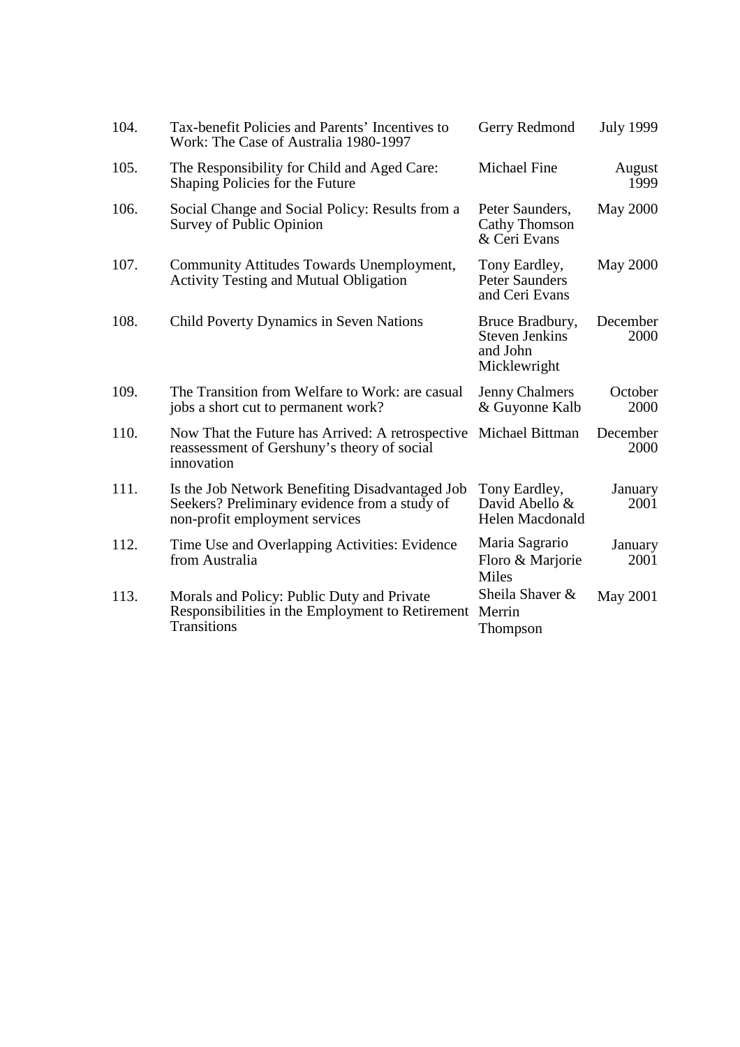| | | | |
|---|---|---|---|
| 104. | Tax-benefit Policies and Parents' Incentives to Work: The Case of Australia 1980-1997 | Gerry Redmond | July 1999 |
| 105. | The Responsibility for Child and Aged Care: Shaping Policies for the Future | Michael Fine | August 1999 |
| 106. | Social Change and Social Policy: Results from a Survey of Public Opinion | Peter Saunders, Cathy Thomson & Ceri Evans | May 2000 |
| 107. | Community Attitudes Towards Unemployment, Activity Testing and Mutual Obligation | Tony Eardley, Peter Saunders and Ceri Evans | May 2000 |
| 108. | Child Poverty Dynamics in Seven Nations | Bruce Bradbury, Steven Jenkins and John Micklewright | December 2000 |
| 109. | The Transition from Welfare to Work: are casual jobs a short cut to permanent work? | Jenny Chalmers & Guyonne Kalb | October 2000 |
| 110. | Now That the Future has Arrived: A retrospective reassessment of Gershuny's theory of social innovation | Michael Bittman | December 2000 |
| 111. | Is the Job Network Benefiting Disadvantaged Job Seekers? Preliminary evidence from a study of non-profit employment services | Tony Eardley, David Abello & Helen Macdonald | January 2001 |
| 112. | Time Use and Overlapping Activities: Evidence from Australia | Maria Sagrario Floro & Marjorie Miles | January 2001 |
| 113. | Morals and Policy: Public Duty and Private Responsibilities in the Employment to Retirement Transitions | Sheila Shaver & Merrin Thompson | May 2001 |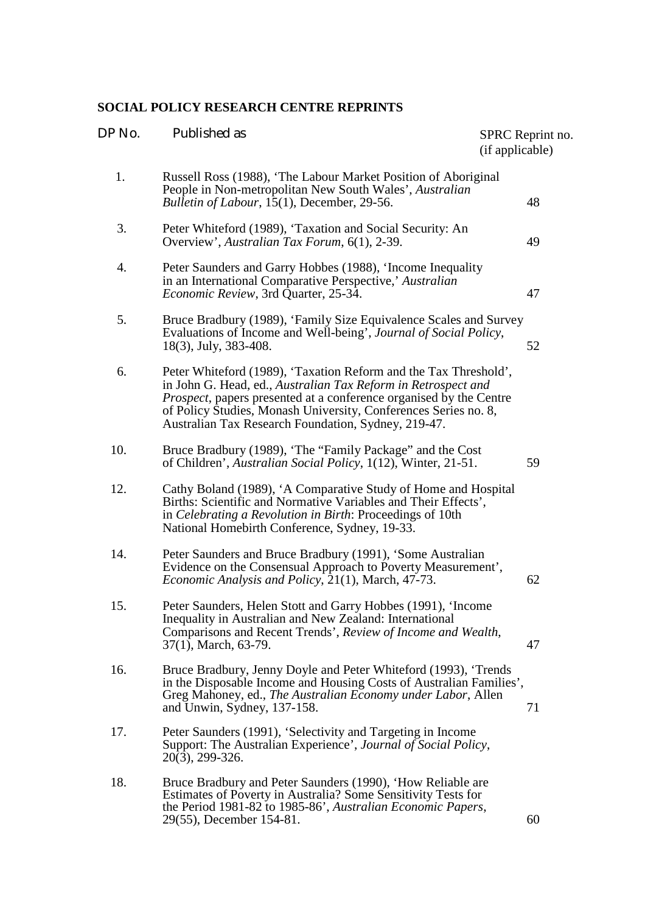**SOCIAL POLICY RESEARCH CENTRE REPRINTS**

| DP No. | Published as | SPRC Reprint no. (if applicable) |
|---|---|---|
| 1. | Russell Ross (1988), 'The Labour Market Position of Aboriginal People in Non-metropolitan New South Wales', *Australian Bulletin of Labour*, 15(1), December, 29-56. | 48 |
| 3. | Peter Whiteford (1989), 'Taxation and Social Security: An Overview', *Australian Tax Forum*, 6(1), 2-39. | 49 |
| 4. | Peter Saunders and Garry Hobbes (1988), 'Income Inequality in an International Comparative Perspective,' *Australian Economic Review*, 3rd Quarter, 25-34. | 47 |
| 5. | Bruce Bradbury (1989), 'Family Size Equivalence Scales and Survey Evaluations of Income and Well-being', *Journal of Social Policy*, 18(3), July, 383-408. | 52 |
| 6. | Peter Whiteford (1989), 'Taxation Reform and the Tax Threshold', in John G. Head, ed., *Australian Tax Reform in Retrospect and Prospect*, papers presented at a conference organised by the Centre of Policy Studies, Monash University, Conferences Series no. 8, Australian Tax Research Foundation, Sydney, 219-47. | |
| 10. | Bruce Bradbury (1989), 'The "Family Package" and the Cost of Children', *Australian Social Policy*, 1(12), Winter, 21-51. | 59 |
| 12. | Cathy Boland (1989), 'A Comparative Study of Home and Hospital Births: Scientific and Normative Variables and Their Effects', in *Celebrating a Revolution in Birth*: Proceedings of 10th National Homebirth Conference, Sydney, 19-33. | |
| 14. | Peter Saunders and Bruce Bradbury (1991), 'Some Australian Evidence on the Consensual Approach to Poverty Measurement', *Economic Analysis and Policy*, 21(1), March, 47-73. | 62 |
| 15. | Peter Saunders, Helen Stott and Garry Hobbes (1991), 'Income Inequality in Australian and New Zealand: International Comparisons and Recent Trends', *Review of Income and Wealth*, 37(1), March, 63-79. | 47 |
| 16. | Bruce Bradbury, Jenny Doyle and Peter Whiteford (1993), 'Trends in the Disposable Income and Housing Costs of Australian Families', Greg Mahoney, ed., *The Australian Economy under Labor*, Allen and Unwin, Sydney, 137-158. | 71 |
| 17. | Peter Saunders (1991), 'Selectivity and Targeting in Income Support: The Australian Experience', *Journal of Social Policy*, 20(3), 299-326. | |
| 18. | Bruce Bradbury and Peter Saunders (1990), 'How Reliable are Estimates of Poverty in Australia? Some Sensitivity Tests for the Period 1981-82 to 1985-86', *Australian Economic Papers*, 29(55), December 154-81. | 60 |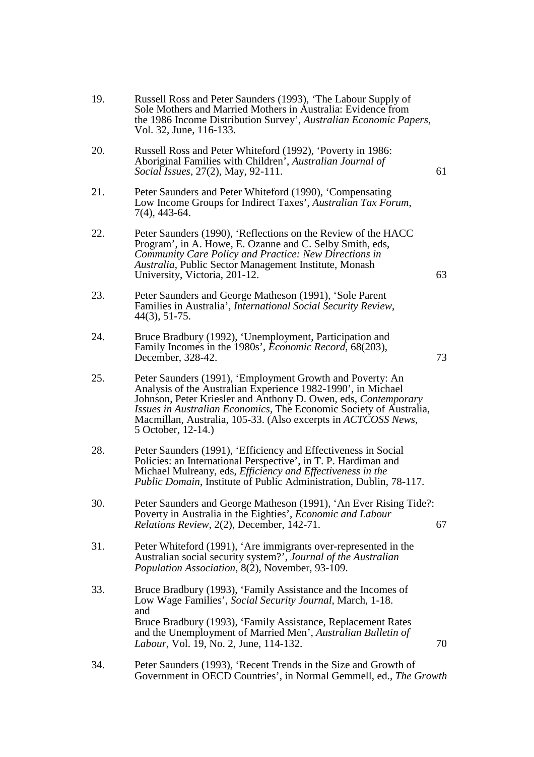19. Russell Ross and Peter Saunders (1993), 'The Labour Supply of Sole Mothers and Married Mothers in Australia: Evidence from the 1986 Income Distribution Survey', *Australian Economic Papers*, Vol. 32, June, 116-133.

20. Russell Ross and Peter Whiteford (1992), 'Poverty in 1986: Aboriginal Families with Children', *Australian Journal of Social Issues*, 27(2), May, 92-111. 61

21. Peter Saunders and Peter Whiteford (1990), 'Compensating Low Income Groups for Indirect Taxes', *Australian Tax Forum*, 7(4), 443-64.

22. Peter Saunders (1990), 'Reflections on the Review of the HACC Program', in A. Howe, E. Ozanne and C. Selby Smith, eds, *Community Care Policy and Practice: New Directions in Australia*, Public Sector Management Institute, Monash University, Victoria, 201-12. 63

23. Peter Saunders and George Matheson (1991), 'Sole Parent Families in Australia', *International Social Security Review*, 44(3), 51-75.

24. Bruce Bradbury (1992), 'Unemployment, Participation and Family Incomes in the 1980s', *Economic Record*, 68(203), December, 328-42. 73

25. Peter Saunders (1991), 'Employment Growth and Poverty: An Analysis of the Australian Experience 1982-1990', in Michael Johnson, Peter Kriesler and Anthony D. Owen, eds, *Contemporary Issues in Australian Economics*, The Economic Society of Australia, Macmillan, Australia, 105-33. (Also excerpts in *ACTCOSS News*, 5 October, 12-14.)

28. Peter Saunders (1991), 'Efficiency and Effectiveness in Social Policies: an International Perspective', in T. P. Hardiman and Michael Mulreany, eds, *Efficiency and Effectiveness in the Public Domain*, Institute of Public Administration, Dublin, 78-117.

30. Peter Saunders and George Matheson (1991), 'An Ever Rising Tide?: Poverty in Australia in the Eighties', *Economic and Labour Relations Review*, 2(2), December, 142-71. 67

31. Peter Whiteford (1991), 'Are immigrants over-represented in the Australian social security system?', *Journal of the Australian Population Association*, 8(2), November, 93-109.

33. Bruce Bradbury (1993), 'Family Assistance and the Incomes of Low Wage Families', *Social Security Journal*, March, 1-18. and Bruce Bradbury (1993), 'Family Assistance, Replacement Rates and the Unemployment of Married Men', *Australian Bulletin of Labour*, Vol. 19, No. 2, June, 114-132. 70

34. Peter Saunders (1993), 'Recent Trends in the Size and Growth of Government in OECD Countries', in Normal Gemmell, ed., *The Growth*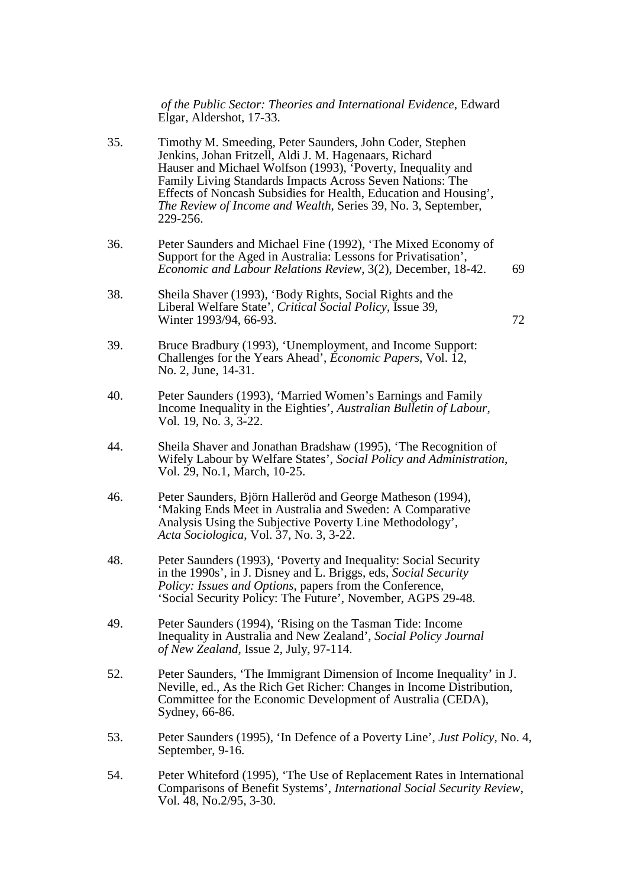*of the Public Sector: Theories and International Evidence*, Edward Elgar, Aldershot, 17-33.

35. Timothy M. Smeeding, Peter Saunders, John Coder, Stephen Jenkins, Johan Fritzell, Aldi J. M. Hagenaars, Richard Hauser and Michael Wolfson (1993), 'Poverty, Inequality and Family Living Standards Impacts Across Seven Nations: The Effects of Noncash Subsidies for Health, Education and Housing', *The Review of Income and Wealth*, Series 39, No. 3, September, 229-256.

36. Peter Saunders and Michael Fine (1992), 'The Mixed Economy of Support for the Aged in Australia: Lessons for Privatisation', *Economic and Labour Relations Review*, 3(2), December, 18-42. 69

38. Sheila Shaver (1993), 'Body Rights, Social Rights and the Liberal Welfare State', *Critical Social Policy*, Issue 39, Winter 1993/94, 66-93. 72

39. Bruce Bradbury (1993), 'Unemployment, and Income Support: Challenges for the Years Ahead', *Economic Papers*, Vol. 12, No. 2, June, 14-31.

40. Peter Saunders (1993), 'Married Women's Earnings and Family Income Inequality in the Eighties', *Australian Bulletin of Labour*, Vol. 19, No. 3, 3-22.

44. Sheila Shaver and Jonathan Bradshaw (1995), 'The Recognition of Wifely Labour by Welfare States', *Social Policy and Administration*, Vol. 29, No.1, March, 10-25.

46. Peter Saunders, Björn Halleröd and George Matheson (1994), 'Making Ends Meet in Australia and Sweden: A Comparative Analysis Using the Subjective Poverty Line Methodology', *Acta Sociologica*, Vol. 37, No. 3, 3-22.

48. Peter Saunders (1993), 'Poverty and Inequality: Social Security in the 1990s', in J. Disney and L. Briggs, eds, *Social Security Policy: Issues and Options*, papers from the Conference, 'Social Security Policy: The Future', November, AGPS 29-48.

49. Peter Saunders (1994), 'Rising on the Tasman Tide: Income Inequality in Australia and New Zealand', *Social Policy Journal of New Zealand*, Issue 2, July, 97-114.

52. Peter Saunders, 'The Immigrant Dimension of Income Inequality' in J. Neville, ed., As the Rich Get Richer: Changes in Income Distribution, Committee for the Economic Development of Australia (CEDA), Sydney, 66-86.

53. Peter Saunders (1995), 'In Defence of a Poverty Line', *Just Policy*, No. 4, September, 9-16.

54. Peter Whiteford (1995), 'The Use of Replacement Rates in International Comparisons of Benefit Systems', *International Social Security Review*, Vol. 48, No.2/95, 3-30.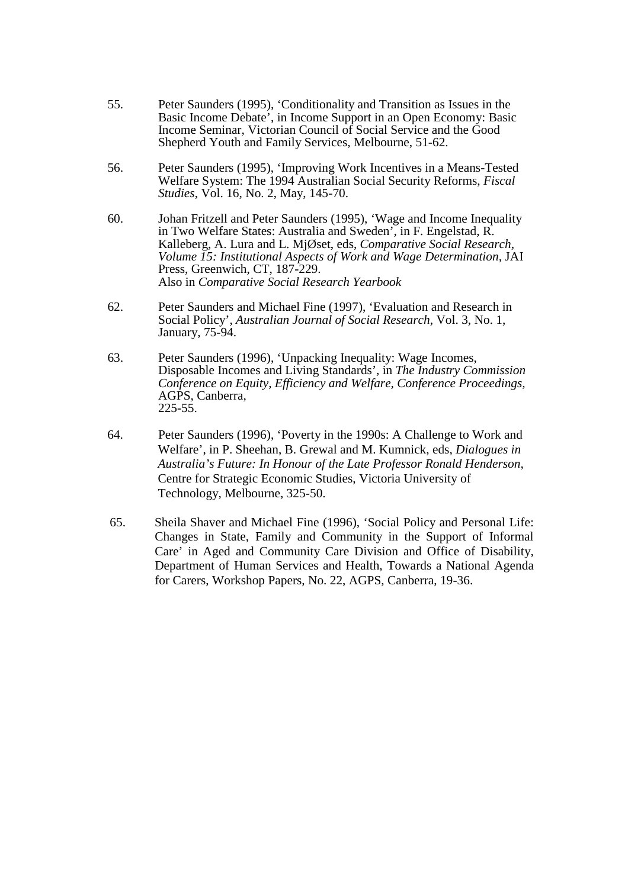55. Peter Saunders (1995), 'Conditionality and Transition as Issues in the Basic Income Debate', in Income Support in an Open Economy: Basic Income Seminar, Victorian Council of Social Service and the Good Shepherd Youth and Family Services, Melbourne, 51-62.

56. Peter Saunders (1995), 'Improving Work Incentives in a Means-Tested Welfare System: The 1994 Australian Social Security Reforms, *Fiscal Studies*, Vol. 16, No. 2, May, 145-70.

60. Johan Fritzell and Peter Saunders (1995), 'Wage and Income Inequality in Two Welfare States: Australia and Sweden', in F. Engelstad, R. Kalleberg, A. Lura and L. MjØset, eds, *Comparative Social Research, Volume 15: Institutional Aspects of Work and Wage Determination,* JAI Press, Greenwich, CT, 187-229.
Also in *Comparative Social Research Yearbook*

62. Peter Saunders and Michael Fine (1997), 'Evaluation and Research in Social Policy', *Australian Journal of Social Research*, Vol. 3, No. 1, January, 75-94.

63. Peter Saunders (1996), 'Unpacking Inequality: Wage Incomes, Disposable Incomes and Living Standards', in *The Industry Commission Conference on Equity, Efficiency and Welfare, Conference Proceedings,* AGPS, Canberra,
225-55.

64. Peter Saunders (1996), 'Poverty in the 1990s: A Challenge to Work and Welfare', in P. Sheehan, B. Grewal and M. Kumnick, eds, *Dialogues in Australia's Future: In Honour of the Late Professor Ronald Henderson,* Centre for Strategic Economic Studies, Victoria University of Technology, Melbourne, 325-50.

65. Sheila Shaver and Michael Fine (1996), 'Social Policy and Personal Life: Changes in State, Family and Community in the Support of Informal Care' in Aged and Community Care Division and Office of Disability, Department of Human Services and Health, Towards a National Agenda for Carers, Workshop Papers, No. 22, AGPS, Canberra, 19-36.